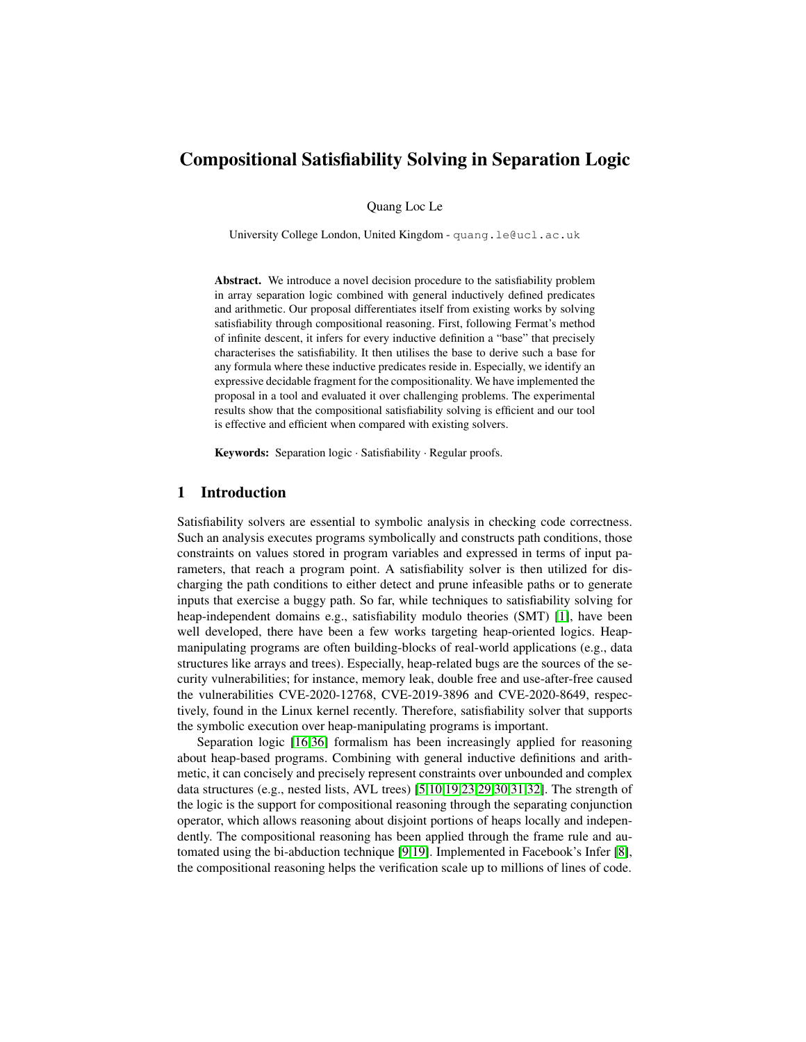# Compositional Satisfiability Solving in Separation Logic

Quang Loc Le

University College London, United Kingdom - quang.le@ucl.ac.uk

**Abstract.** We introduce a novel decision procedure to the satisfiability problem in array separation logic combined with general inductively defined predicates and arithmetic. Our proposal differentiates itself from existing works by solving satisfiability through compositional reasoning. First, following Fermat's method of infinite descent, it infers for every inductive definition a "base" that precisely characterises the satisfiability. It then utilises the base to derive such a base for any formula where these inductive predicates reside in. Especially, we identify an expressive decidable fragment for the compositionality. We have implemented the proposal in a tool and evaluated it over challenging problems. The experimental results show that the compositional satisfiability solving is efficient and our tool is effective and efficient when compared with existing solvers.

**Keywords:** Separation logic · Satisfiability · Regular proofs.

## 1 Introduction

Satisfiability solvers are essential to symbolic analysis in checking code correctness. Such an analysis executes programs symbolically and constructs path conditions, those constraints on values stored in program variables and expressed in terms of input parameters, that reach a program point. A satisfiability solver is then utilized for discharging the path conditions to either detect and prune infeasible paths or to generate inputs that exercise a buggy path. So far, while techniques to satisfiability solving for heap-independent domains e.g., satisfiability modulo theories (SMT) [1], have been well developed, there have been a few works targeting heap-oriented logics. Heap-manipulating programs are often building-blocks of real-world applications (e.g., data structures like arrays and trees). Especially, heap-related bugs are the sources of the security vulnerabilities; for instance, memory leak, double free and use-after-free caused the vulnerabilities CVE-2020-12768, CVE-2019-3896 and CVE-2020-8649, respectively, found in the Linux kernel recently. Therefore, satisfiability solver that supports the symbolic execution over heap-manipulating programs is important.

Separation logic [16,36] formalism has been increasingly applied for reasoning about heap-based programs. Combining with general inductive definitions and arithmetic, it can concisely and precisely represent constraints over unbounded and complex data structures (e.g., nested lists, AVL trees) [5,10,19,23,29,30,31,32]. The strength of the logic is the support for compositional reasoning through the separating conjunction operator, which allows reasoning about disjoint portions of heaps locally and independently. The compositional reasoning has been applied through the frame rule and automated using the bi-abduction technique [9,19]. Implemented in Facebook's Infer [8], the compositional reasoning helps the verification scale up to millions of lines of code.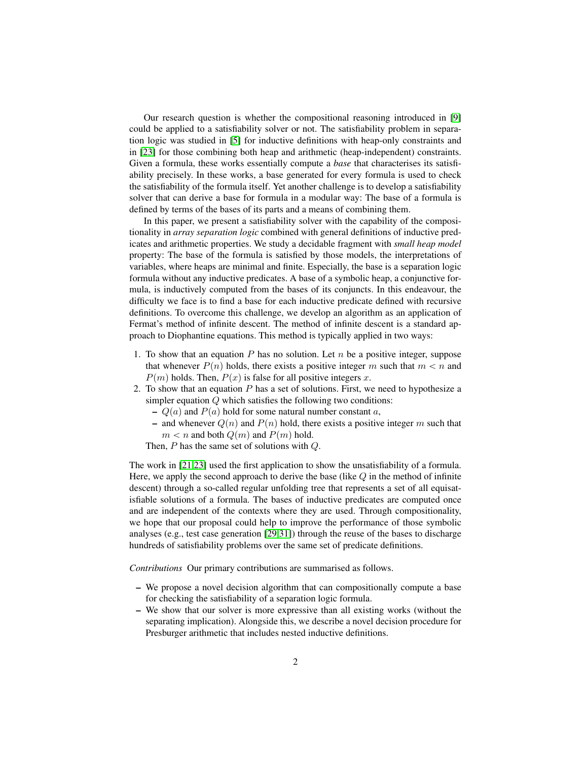Our research question is whether the compositional reasoning introduced in [9] could be applied to a satisfiability solver or not. The satisfiability problem in separation logic was studied in [5] for inductive definitions with heap-only constraints and in [23] for those combining both heap and arithmetic (heap-independent) constraints. Given a formula, these works essentially compute a *base* that characterises its satisfiability precisely. In these works, a base generated for every formula is used to check the satisfiability of the formula itself. Yet another challenge is to develop a satisfiability solver that can derive a base for formula in a modular way: The base of a formula is defined by terms of the bases of its parts and a means of combining them.

In this paper, we present a satisfiability solver with the capability of the compositionality in *array separation logic* combined with general definitions of inductive predicates and arithmetic properties. We study a decidable fragment with *small heap model* property: The base of the formula is satisfied by those models, the interpretations of variables, where heaps are minimal and finite. Especially, the base is a separation logic formula without any inductive predicates. A base of a symbolic heap, a conjunctive formula, is inductively computed from the bases of its conjuncts. In this endeavour, the difficulty we face is to find a base for each inductive predicate defined with recursive definitions. To overcome this challenge, we develop an algorithm as an application of Fermat's method of infinite descent. The method of infinite descent is a standard approach to Diophantine equations. This method is typically applied in two ways:

1. To show that an equation $P$ has no solution. Let $n$ be a positive integer, suppose that whenever $P(n)$ holds, there exists a positive integer $m$ such that $m < n$ and $P(m)$ holds. Then, $P(x)$ is false for all positive integers $x$.
2. To show that an equation $P$ has a set of solutions. First, we need to hypothesize a simpler equation $Q$ which satisfies the following two conditions:
   - $Q(a)$ and $P(a)$ hold for some natural number constant $a$,
   - and whenever $Q(n)$ and $P(n)$ hold, there exists a positive integer $m$ such that $m < n$ and both $Q(m)$ and $P(m)$ hold.

   Then, $P$ has the same set of solutions with $Q$.

The work in [21,23] used the first application to show the unsatisfiability of a formula. Here, we apply the second approach to derive the base (like $Q$ in the method of infinite descent) through a so-called regular unfolding tree that represents a set of all equisatisfiable solutions of a formula. The bases of inductive predicates are computed once and are independent of the contexts where they are used. Through compositionality, we hope that our proposal could help to improve the performance of those symbolic analyses (e.g., test case generation [29,31]) through the reuse of the bases to discharge hundreds of satisfiability problems over the same set of predicate definitions.

*Contributions* Our primary contributions are summarised as follows.

- We propose a novel decision algorithm that can compositionally compute a base for checking the satisfiability of a separation logic formula.
- We show that our solver is more expressive than all existing works (without the separating implication). Alongside this, we describe a novel decision procedure for Presburger arithmetic that includes nested inductive definitions.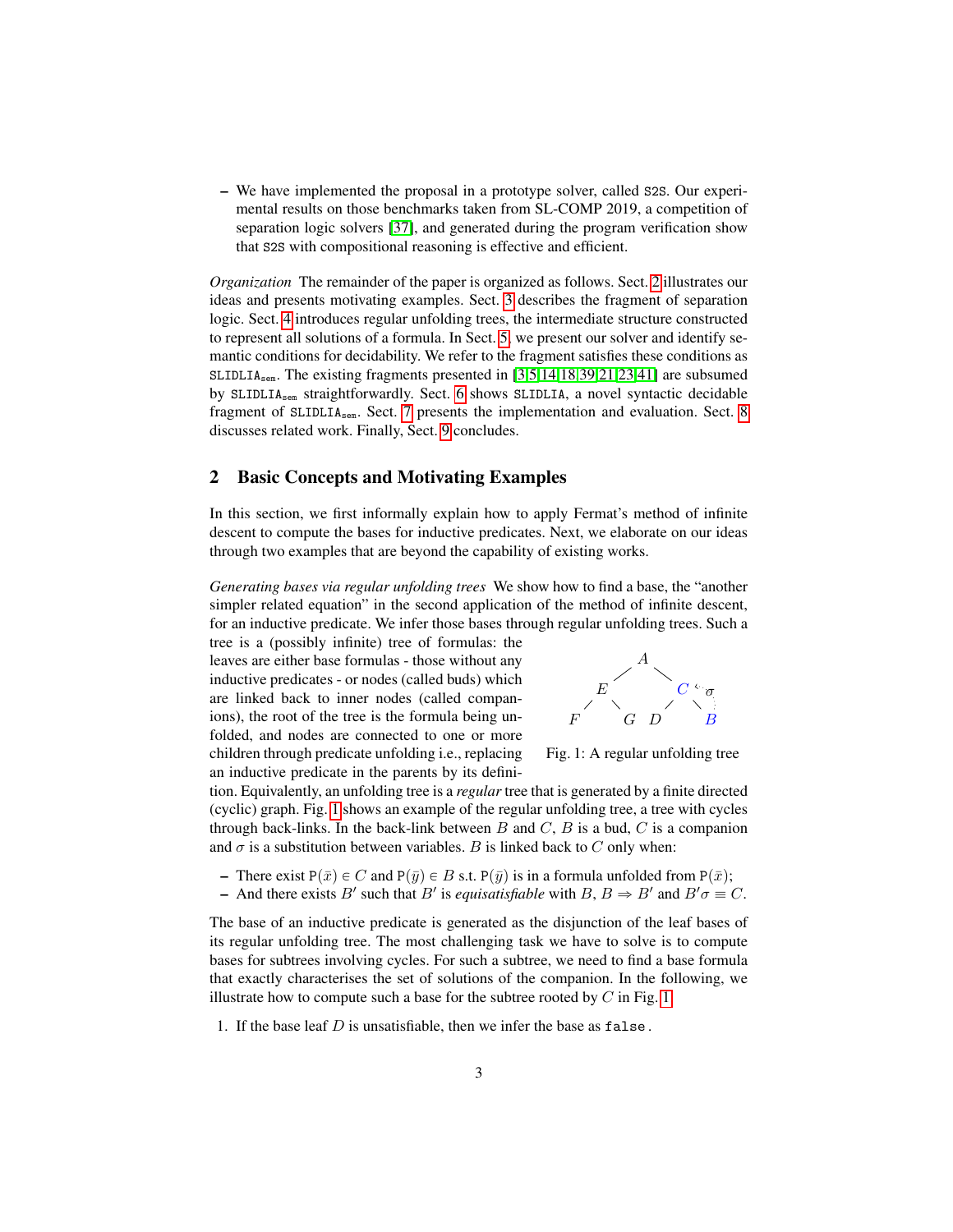– We have implemented the proposal in a prototype solver, called `S2S`. Our experimental results on those benchmarks taken from SL-COMP 2019, a competition of separation logic solvers [37], and generated during the program verification show that `S2S` with compositional reasoning is effective and efficient.

*Organization* The remainder of the paper is organized as follows. Sect. 2 illustrates our ideas and presents motivating examples. Sect. 3 describes the fragment of separation logic. Sect. 4 introduces regular unfolding trees, the intermediate structure constructed to represent all solutions of a formula. In Sect. 5, we present our solver and identify semantic conditions for decidability. We refer to the fragment satisfies these conditions as $\texttt{SLIDLIA}_{\texttt{sem}}$. The existing fragments presented in [3,5,14,18,39,21,23,41] are subsumed by $\texttt{SLIDLIA}_{\texttt{sem}}$ straightforwardly. Sect. 6 shows `SLIDLIA`, a novel syntactic decidable fragment of $\texttt{SLIDLIA}_{\texttt{sem}}$. Sect. 7 presents the implementation and evaluation. Sect. 8 discusses related work. Finally, Sect. 9 concludes.

## 2 Basic Concepts and Motivating Examples

In this section, we first informally explain how to apply Fermat's method of infinite descent to compute the bases for inductive predicates. Next, we elaborate on our ideas through two examples that are beyond the capability of existing works.

*Generating bases via regular unfolding trees* We show how to find a base, the "another simpler related equation" in the second application of the method of infinite descent, for an inductive predicate. We infer those bases through regular unfolding trees. Such a tree is a (possibly infinite) tree of formulas: the leaves are either base formulas - those without any inductive predicates - or nodes (called buds) which are linked back to inner nodes (called companions), the root of the tree is the formula being unfolded, and nodes are connected to one or more children through predicate unfolding i.e., replacing an inductive predicate in the parents by its definition. Equivalently, an unfolding tree is a *regular* tree that is generated by a finite directed (cyclic) graph. Fig. 1 shows an example of the regular unfolding tree, a tree with cycles through back-links. In the back-link between $B$ and $C$, $B$ is a bud, $C$ is a companion and $\sigma$ is a substitution between variables. $B$ is linked back to $C$ only when:

Fig. 1: A regular unfolding tree

– There exist $\mathtt{P}(\bar{x}) \in C$ and $\mathtt{P}(\bar{y}) \in B$ s.t. $\mathtt{P}(\bar{y})$ is in a formula unfolded from $\mathtt{P}(\bar{x})$;
– And there exists $B'$ such that $B'$ is *equisatisfiable* with $B$, $B \Rightarrow B'$ and $B'\sigma \equiv C$.

The base of an inductive predicate is generated as the disjunction of the leaf bases of its regular unfolding tree. The most challenging task we have to solve is to compute bases for subtrees involving cycles. For such a subtree, we need to find a base formula that exactly characterises the set of solutions of the companion. In the following, we illustrate how to compute such a base for the subtree rooted by $C$ in Fig. 1.

1. If the base leaf $D$ is unsatisfiable, then we infer the base as `false`.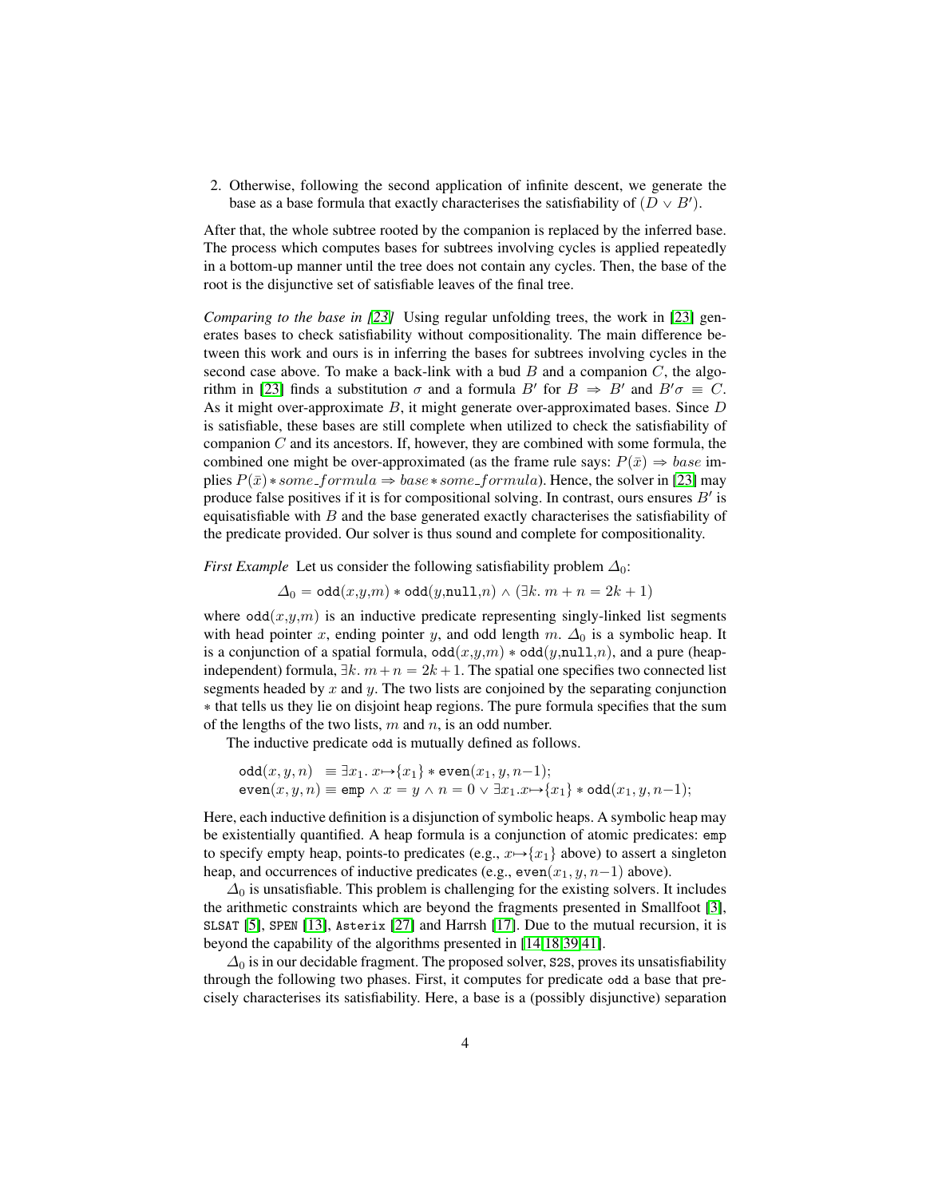2. Otherwise, following the second application of infinite descent, we generate the base as a base formula that exactly characterises the satisfiability of $(D \vee B')$.

After that, the whole subtree rooted by the companion is replaced by the inferred base. The process which computes bases for subtrees involving cycles is applied repeatedly in a bottom-up manner until the tree does not contain any cycles. Then, the base of the root is the disjunctive set of satisfiable leaves of the final tree.

*Comparing to the base in [23]* Using regular unfolding trees, the work in [23] generates bases to check satisfiability without compositionality. The main difference between this work and ours is in inferring the bases for subtrees involving cycles in the second case above. To make a back-link with a bud $B$ and a companion $C$, the algorithm in [23] finds a substitution $\sigma$ and a formula $B'$ for $B \Rightarrow B'$ and $B'\sigma \equiv C$. As it might over-approximate $B$, it might generate over-approximated bases. Since $D$ is satisfiable, these bases are still complete when utilized to check the satisfiability of companion $C$ and its ancestors. If, however, they are combined with some formula, the combined one might be over-approximated (as the frame rule says: $P(\bar{x}) \Rightarrow base$ implies $P(\bar{x}) * some\_formula \Rightarrow base * some\_formula$). Hence, the solver in [23] may produce false positives if it is for compositional solving. In contrast, ours ensures $B'$ is equisatisfiable with $B$ and the base generated exactly characterises the satisfiability of the predicate provided. Our solver is thus sound and complete for compositionality.

*First Example* Let us consider the following satisfiability problem $\Delta_0$:

$$\Delta_0 = \mathtt{odd}(x,y,m) * \mathtt{odd}(y,\mathtt{null},n) \wedge (\exists k.\ m + n = 2k + 1)$$

where $\mathtt{odd}(x,y,m)$ is an inductive predicate representing singly-linked list segments with head pointer $x$, ending pointer $y$, and odd length $m$. $\Delta_0$ is a symbolic heap. It is a conjunction of a spatial formula, $\mathtt{odd}(x,y,m) * \mathtt{odd}(y,\mathtt{null},n)$, and a pure (heap-independent) formula, $\exists k.\ m+n = 2k+1$. The spatial one specifies two connected list segments headed by $x$ and $y$. The two lists are conjoined by the separating conjunction $*$ that tells us they lie on disjoint heap regions. The pure formula specifies that the sum of the lengths of the two lists, $m$ and $n$, is an odd number.

The inductive predicate odd is mutually defined as follows.

$$\begin{array}{l}\mathtt{odd}(x,y,n) \ \equiv \exists x_1.\ x{\mapsto}\{x_1\} * \mathtt{even}(x_1,y,n{-}1);\\ \mathtt{even}(x,y,n) \equiv \mathtt{emp} \wedge x = y \wedge n = 0 \vee \exists x_1.x{\mapsto}\{x_1\} * \mathtt{odd}(x_1,y,n{-}1);\end{array}$$

Here, each inductive definition is a disjunction of symbolic heaps. A symbolic heap may be existentially quantified. A heap formula is a conjunction of atomic predicates: emp to specify empty heap, points-to predicates (e.g., $x{\mapsto}\{x_1\}$ above) to assert a singleton heap, and occurrences of inductive predicates (e.g., $\mathtt{even}(x_1,y,n{-}1)$ above).

$\Delta_0$ is unsatisfiable. This problem is challenging for the existing solvers. It includes the arithmetic constraints which are beyond the fragments presented in Smallfoot [3], SLSAT [5], SPEN [13], Asterix [27] and Harrsh [17]. Due to the mutual recursion, it is beyond the capability of the algorithms presented in [14,18,39,41].

$\Delta_0$ is in our decidable fragment. The proposed solver, S2S, proves its unsatisfiability through the following two phases. First, it computes for predicate odd a base that precisely characterises its satisfiability. Here, a base is a (possibly disjunctive) separation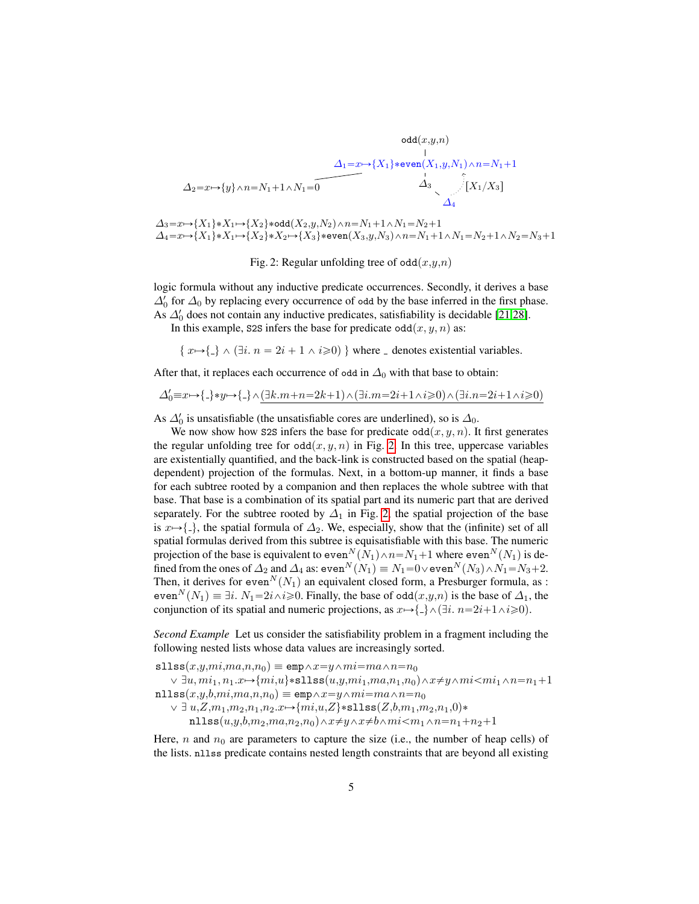$$\texttt{odd}(x,y,n)$$

$$\Delta_1{=}x{\mapsto}\{X_1\}{*}\texttt{even}(X_1,y,N_1){\wedge}n{=}N_1{+}1$$

$$\Delta_2{=}x{\mapsto}\{y\}{\wedge}n{=}N_1{+}1{\wedge}N_1{=}0 \qquad \Delta_3 \qquad [X_1/X_3] \qquad \Delta_4$$

$\Delta_3{=}x{\mapsto}\{X_1\}{*}X_1{\mapsto}\{X_2\}{*}\texttt{odd}(X_2,y,N_2){\wedge}n{=}N_1{+}1{\wedge}N_1{=}N_2{+}1$
$\Delta_4{=}x{\mapsto}\{X_1\}{*}X_1{\mapsto}\{X_2\}{*}X_2{\mapsto}\{X_3\}{*}\texttt{even}(X_3,y,N_3){\wedge}n{=}N_1{+}1{\wedge}N_1{=}N_2{+}1{\wedge}N_2{=}N_3{+}1$

Fig. 2: Regular unfolding tree of $\texttt{odd}(x,y,n)$

logic formula without any inductive predicate occurrences. Secondly, it derives a base $\Delta_0'$ for $\Delta_0$ by replacing every occurrence of `odd` by the base inferred in the first phase. As $\Delta_0'$ does not contain any inductive predicates, satisfiability is decidable [21,28].

In this example, `S2S` infers the base for predicate $\texttt{odd}(x,y,n)$ as:

$$\{\ x{\mapsto}\{\_\}\ \wedge\ (\exists i.\ n = 2i+1\ \wedge\ i{\geqslant}0)\ \}\ \text{where \_ denotes existential variables.}$$

After that, it replaces each occurrence of `odd` in $\Delta_0$ with that base to obtain:

$$\Delta_0'{\equiv}x{\mapsto}\{\_\}{*}y{\mapsto}\{\_\}{\wedge}\underline{(\exists k.m{+}n{=}2k{+}1){\wedge}(\exists i.m{=}2i{+}1{\wedge}i{\geqslant}0){\wedge}(\exists i.n{=}2i{+}1{\wedge}i{\geqslant}0)}$$

As $\Delta_0'$ is unsatisfiable (the unsatisfiable cores are underlined), so is $\Delta_0$.

We now show how `S2S` infers the base for predicate $\texttt{odd}(x,y,n)$. It first generates the regular unfolding tree for $\texttt{odd}(x,y,n)$ in Fig. 2. In this tree, uppercase variables are existentially quantified, and the back-link is constructed based on the spatial (heap-dependent) projection of the formulas. Next, in a bottom-up manner, it finds a base for each subtree rooted by a companion and then replaces the whole subtree with that base. That base is a combination of its spatial part and its numeric part that are derived separately. For the subtree rooted by $\Delta_1$ in Fig. 2, the spatial projection of the base is $x{\mapsto}\{\_\}$, the spatial formula of $\Delta_2$. We, especially, show that the (infinite) set of all spatial formulas derived from this subtree is equisatisfiable with this base. The numeric projection of the base is equivalent to $\texttt{even}^N(N_1){\wedge}n{=}N_1{+}1$ where $\texttt{even}^N(N_1)$ is defined from the ones of $\Delta_2$ and $\Delta_4$ as: $\texttt{even}^N(N_1) \equiv N_1{=}0{\vee}\texttt{even}^N(N_3){\wedge}N_1{=}N_3{+}2$. Then, it derives for $\texttt{even}^N(N_1)$ an equivalent closed form, a Presburger formula, as : $\texttt{even}^N(N_1) \equiv \exists i.\ N_1{=}2i{\wedge}i{\geqslant}0$. Finally, the base of $\texttt{odd}(x,y,n)$ is the base of $\Delta_1$, the conjunction of its spatial and numeric projections, as $x{\mapsto}\{\_\}{\wedge}(\exists i.\ n{=}2i{+}1{\wedge}i{\geqslant}0)$.

*Second Example* Let us consider the satisfiability problem in a fragment including the following nested lists whose data values are increasingly sorted.

$\texttt{sllss}(x,y,mi,ma,n,n_0) \equiv \texttt{emp}{\wedge}x{=}y{\wedge}mi{=}ma{\wedge}n{=}n_0$
$\quad\vee\ \exists u,mi_1,n_1.x{\mapsto}\{mi,u\}{*}\texttt{sllss}(u,y,mi_1,ma,n_1,n_0){\wedge}x{\neq}y{\wedge}mi{<}mi_1{\wedge}n{=}n_1{+}1$
$\texttt{nllss}(x,y,b,mi,ma,n,n_0) \equiv \texttt{emp}{\wedge}x{=}y{\wedge}mi{=}ma{\wedge}n{=}n_0$
$\quad\vee\ \exists\ u,Z,m_1,m_2,n_1,n_2.x{\mapsto}\{mi,u,Z\}{*}\texttt{sllss}(Z,b,m_1,m_2,n_1,0){*}$
$\qquad\texttt{nllss}(u,y,b,m_2,ma,n_2,n_0){\wedge}x{\neq}y{\wedge}x{\neq}b{\wedge}mi{<}m_1{\wedge}n{=}n_1{+}n_2{+}1$

Here, $n$ and $n_0$ are parameters to capture the size (i.e., the number of heap cells) of the lists. `nllss` predicate contains nested length constraints that are beyond all existing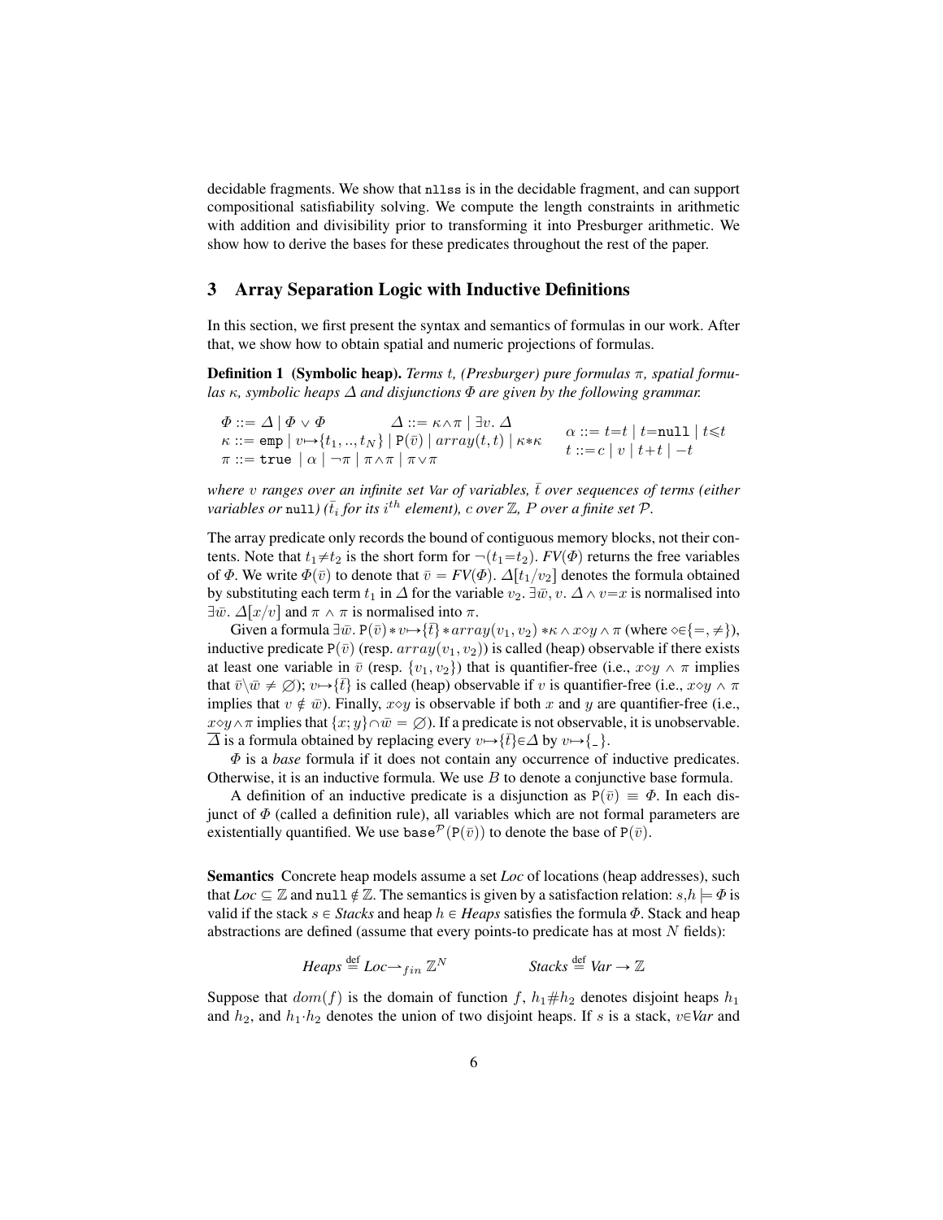decidable fragments. We show that `nllss` is in the decidable fragment, and can support compositional satisfiability solving. We compute the length constraints in arithmetic with addition and divisibility prior to transforming it into Presburger arithmetic. We show how to derive the bases for these predicates throughout the rest of the paper.

## 3 Array Separation Logic with Inductive Definitions

In this section, we first present the syntax and semantics of formulas in our work. After that, we show how to obtain spatial and numeric projections of formulas.

**Definition 1 (Symbolic heap).** *Terms $t$, (Presburger) pure formulas $\pi$, spatial formulas $\kappa$, symbolic heaps $\Delta$ and disjunctions $\Phi$ are given by the following grammar.*

$$
\begin{array}{ll}
\Phi ::= \Delta \mid \Phi \vee \Phi \qquad \Delta ::= \kappa \wedge \pi \mid \exists v.\ \Delta & \alpha ::= t{=}t \mid t{=}\texttt{null} \mid t{\leqslant}t \\
\kappa ::= \texttt{emp} \mid v{\mapsto}\{t_1,..,t_N\} \mid \texttt{P}(\bar{v}) \mid array(t,t) \mid \kappa{*}\kappa & t ::= c \mid v \mid t{+}t \mid -t \\
\pi ::= \texttt{true} \mid \alpha \mid \neg\pi \mid \pi{\wedge}\pi \mid \pi{\vee}\pi &
\end{array}
$$

*where $v$ ranges over an infinite set Var of variables, $\bar{t}$ over sequences of terms (either variables or* `null`*) ($\bar{t_i}$ for its $i^{th}$ element), $c$ over $\mathbb{Z}$, $P$ over a finite set $\mathcal{P}$.*

The array predicate only records the bound of contiguous memory blocks, not their contents. Note that $t_1{\neq}t_2$ is the short form for $\neg(t_1{=}t_2)$. $FV(\Phi)$ returns the free variables of $\Phi$. We write $\Phi(\bar{v})$ to denote that $\bar{v} = FV(\Phi)$. $\Delta[t_1/v_2]$ denotes the formula obtained by substituting each term $t_1$ in $\Delta$ for the variable $v_2$. $\exists \bar{w}, v.\ \Delta \wedge v{=}x$ is normalised into $\exists \bar{w}.\ \Delta[x/v]$ and $\pi \wedge \pi$ is normalised into $\pi$.

Given a formula $\exists \bar{w}.\ \texttt{P}(\bar{v}) * v{\mapsto}\{\bar{t}\} * array(v_1, v_2) * \kappa \wedge x{\diamond}y \wedge \pi$ (where $\diamond{\in}\{=,\neq\}$), inductive predicate $\texttt{P}(\bar{v})$ (resp. $array(v_1, v_2)$) is called (heap) observable if there exists at least one variable in $\bar{v}$ (resp. $\{v_1, v_2\}$) that is quantifier-free (i.e., $x{\diamond}y \wedge \pi$ implies that $\bar{v}{\setminus}\bar{w} \neq \emptyset$); $v{\mapsto}\{\bar{t}\}$ is called (heap) observable if $v$ is quantifier-free (i.e., $x{\diamond}y \wedge \pi$ implies that $v \notin \bar{w}$). Finally, $x{\diamond}y$ is observable if both $x$ and $y$ are quantifier-free (i.e., $x{\diamond}y{\wedge}\pi$ implies that $\{x; y\}{\cap}\bar{w} = \emptyset$). If a predicate is not observable, it is unobservable. $\overline{\Delta}$ is a formula obtained by replacing every $v{\mapsto}\{\bar{t}\}{\in}\Delta$ by $v{\mapsto}\{\_\}$.

$\Phi$ is a *base* formula if it does not contain any occurrence of inductive predicates. Otherwise, it is an inductive formula. We use $B$ to denote a conjunctive base formula.

A definition of an inductive predicate is a disjunction as $\texttt{P}(\bar{v}) \equiv \Phi$. In each disjunct of $\Phi$ (called a definition rule), all variables which are not formal parameters are existentially quantified. We use $\texttt{base}^{\mathcal{P}}(\texttt{P}(\bar{v}))$ to denote the base of $\texttt{P}(\bar{v})$.

**Semantics** Concrete heap models assume a set *Loc* of locations (heap addresses), such that *Loc* $\subseteq \mathbb{Z}$ and $\texttt{null} \notin \mathbb{Z}$. The semantics is given by a satisfaction relation: $s,h \models \Phi$ is valid if the stack $s \in$ *Stacks* and heap $h \in$ *Heaps* satisfies the formula $\Phi$. Stack and heap abstractions are defined (assume that every points-to predicate has at most $N$ fields):

$$
\textit{Heaps} \stackrel{\text{def}}{=} \textit{Loc} \rightharpoonup_{fin} \mathbb{Z}^N \qquad\qquad \textit{Stacks} \stackrel{\text{def}}{=} \textit{Var} \rightarrow \mathbb{Z}
$$

Suppose that $dom(f)$ is the domain of function $f$, $h_1\#h_2$ denotes disjoint heaps $h_1$ and $h_2$, and $h_1{\cdot}h_2$ denotes the union of two disjoint heaps. If $s$ is a stack, $v{\in}$*Var* and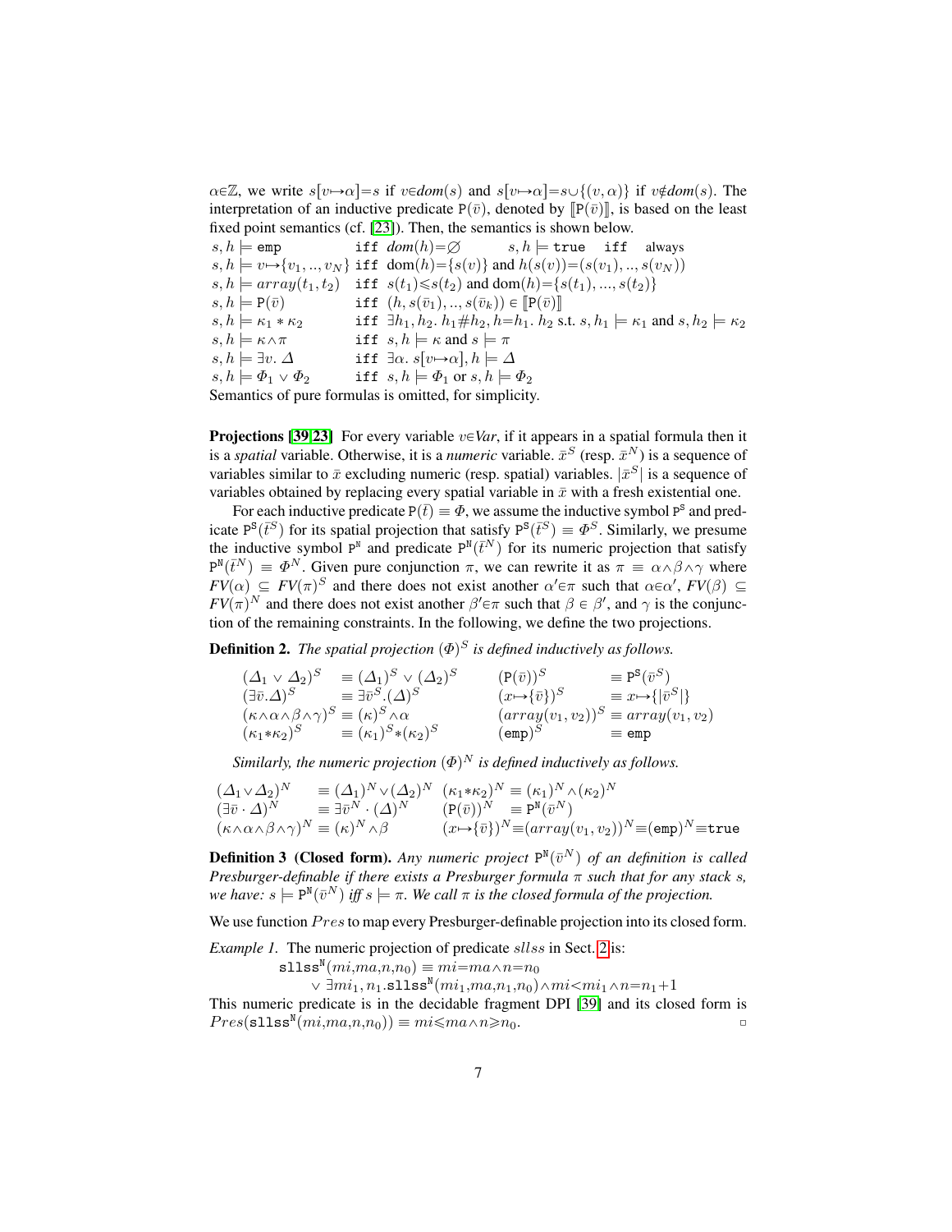$\alpha \in \mathbb{Z}$, we write $s[v \mapsto \alpha] = s$ if $v \in dom(s)$ and $s[v \mapsto \alpha] = s \cup \{(v, \alpha)\}$ if $v \notin dom(s)$. The interpretation of an inductive predicate $\mathtt{P}(\bar{v})$, denoted by $[\![\mathtt{P}(\bar{v})]\!]$, is based on the least fixed point semantics (cf. [23]). Then, the semantics is shown below.

$$
\begin{array}{lll}
s, h \models \mathtt{emp} & \mathtt{iff} & dom(h) = \emptyset \qquad s, h \models \mathtt{true} \quad \mathtt{iff} \quad \text{always} \\
s, h \models v \mapsto \{v_1, .., v_N\} & \mathtt{iff} & \mathrm{dom}(h) = \{s(v)\} \text{ and } h(s(v)) = (s(v_1), .., s(v_N)) \\
s, h \models array(t_1, t_2) & \mathtt{iff} & s(t_1) \leqslant s(t_2) \text{ and } \mathrm{dom}(h) = \{s(t_1), ..., s(t_2)\} \\
s, h \models \mathtt{P}(\bar{v}) & \mathtt{iff} & (h, s(\bar{v}_1), .., s(\bar{v}_k)) \in [\![\mathtt{P}(\bar{v})]\!] \\
s, h \models \kappa_1 * \kappa_2 & \mathtt{iff} & \exists h_1, h_2.\ h_1 \# h_2, h = h_1.\ h_2 \text{ s.t. } s, h_1 \models \kappa_1 \text{ and } s, h_2 \models \kappa_2 \\
s, h \models \kappa \wedge \pi & \mathtt{iff} & s, h \models \kappa \text{ and } s \models \pi \\
s, h \models \exists v.\ \Delta & \mathtt{iff} & \exists \alpha.\ s[v \mapsto \alpha], h \models \Delta \\
s, h \models \Phi_1 \vee \Phi_2 & \mathtt{iff} & s, h \models \Phi_1 \text{ or } s, h \models \Phi_2
\end{array}
$$

Semantics of pure formulas is omitted, for simplicity.

**Projections [39,23]** For every variable $v \in Var$, if it appears in a spatial formula then it is a *spatial* variable. Otherwise, it is a *numeric* variable. $\bar{x}^S$ (resp. $\bar{x}^N$) is a sequence of variables similar to $\bar{x}$ excluding numeric (resp. spatial) variables. $|\bar{x}^S|$ is a sequence of variables obtained by replacing every spatial variable in $\bar{x}$ with a fresh existential one.

For each inductive predicate $\mathtt{P}(\bar{t}) \equiv \Phi$, we assume the inductive symbol $\mathtt{P}^\mathtt{S}$ and predicate $\mathtt{P}^\mathtt{S}(\bar{t}^S)$ for its spatial projection that satisfy $\mathtt{P}^\mathtt{S}(\bar{t}^S) \equiv \Phi^S$. Similarly, we presume the inductive symbol $\mathtt{P}^\mathtt{N}$ and predicate $\mathtt{P}^\mathtt{N}(\bar{t}^N)$ for its numeric projection that satisfy $\mathtt{P}^\mathtt{N}(\bar{t}^N) \equiv \Phi^N$. Given pure conjunction $\pi$, we can rewrite it as $\pi \equiv \alpha \wedge \beta \wedge \gamma$ where $FV(\alpha) \subseteq FV(\pi)^S$ and there does not exist another $\alpha' \in \pi$ such that $\alpha \in \alpha'$, $FV(\beta) \subseteq FV(\pi)^N$ and there does not exist another $\beta' \in \pi$ such that $\beta \in \beta'$, and $\gamma$ is the conjunction of the remaining constraints. In the following, we define the two projections.

**Definition 2.** *The spatial projection $(\Phi)^S$ is defined inductively as follows.*

$$
\begin{array}{llll}
(\Delta_1 \vee \Delta_2)^S & \equiv (\Delta_1)^S \vee (\Delta_2)^S & (\mathtt{P}(\bar{v}))^S & \equiv \mathtt{P}^\mathtt{S}(\bar{v}^S) \\
(\exists \bar{v}.\Delta)^S & \equiv \exists \bar{v}^S.(\Delta)^S & (x \mapsto \{\bar{v}\})^S & \equiv x \mapsto \{|\bar{v}^S|\} \\
(\kappa \wedge \alpha \wedge \beta \wedge \gamma)^S & \equiv (\kappa)^S \wedge \alpha & (array(v_1, v_2))^S & \equiv array(v_1, v_2) \\
(\kappa_1 * \kappa_2)^S & \equiv (\kappa_1)^S * (\kappa_2)^S & (\mathtt{emp})^S & \equiv \mathtt{emp}
\end{array}
$$

*Similarly, the numeric projection $(\Phi)^N$ is defined inductively as follows.*

$$
\begin{array}{llll}
(\Delta_1 \vee \Delta_2)^N & \equiv (\Delta_1)^N \vee (\Delta_2)^N & (\kappa_1 * \kappa_2)^N & \equiv (\kappa_1)^N \wedge (\kappa_2)^N \\
(\exists \bar{v} \cdot \Delta)^N & \equiv \exists \bar{v}^N \cdot (\Delta)^N & (\mathtt{P}(\bar{v}))^N & \equiv \mathtt{P}^\mathtt{N}(\bar{v}^N) \\
(\kappa \wedge \alpha \wedge \beta \wedge \gamma)^N & \equiv (\kappa)^N \wedge \beta & (x \mapsto \{\bar{v}\})^N & \equiv (array(v_1, v_2))^N \equiv (\mathtt{emp})^N \equiv \mathtt{true}
\end{array}
$$

**Definition 3 (Closed form).** *Any numeric project $\mathtt{P}^\mathtt{N}(\bar{v}^N)$ of an definition is called Presburger-definable if there exists a Presburger formula $\pi$ such that for any stack $s$, we have: $s \models \mathtt{P}^\mathtt{N}(\bar{v}^N)$ iff $s \models \pi$. We call $\pi$ is the closed formula of the projection.*

We use function $Pres$ to map every Presburger-definable projection into its closed form.

*Example 1.* The numeric projection of predicate $sllss$ in Sect. 2 is:

$$
\begin{array}{l}
\mathtt{sllss}^\mathtt{N}(mi, ma, n, n_0) \equiv mi{=}ma \wedge n{=}n_0 \\
\qquad \vee\ \exists mi_1, n_1.\mathtt{sllss}^\mathtt{N}(mi_1, ma, n_1, n_0) \wedge mi{<}mi_1 \wedge n{=}n_1{+}1
\end{array}
$$

This numeric predicate is in the decidable fragment DPI [39] and its closed form is $Pres(\mathtt{sllss}^\mathtt{N}(mi, ma, n, n_0)) \equiv mi \leqslant ma \wedge n \geqslant n_0$. □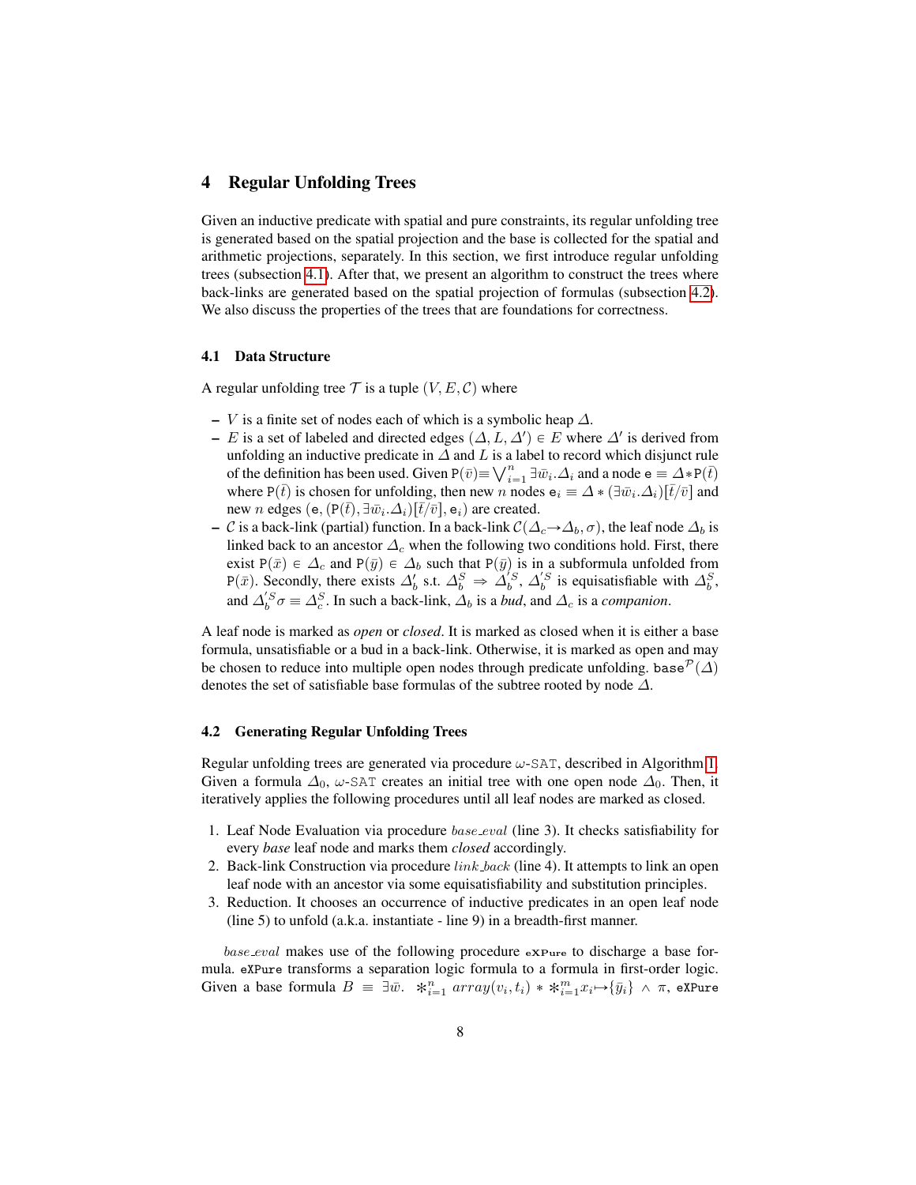## 4 Regular Unfolding Trees

Given an inductive predicate with spatial and pure constraints, its regular unfolding tree is generated based on the spatial projection and the base is collected for the spatial and arithmetic projections, separately. In this section, we first introduce regular unfolding trees (subsection 4.1). After that, we present an algorithm to construct the trees where back-links are generated based on the spatial projection of formulas (subsection 4.2). We also discuss the properties of the trees that are foundations for correctness.

### 4.1 Data Structure

A regular unfolding tree $\mathcal{T}$ is a tuple $(V, E, \mathcal{C})$ where

- $V$ is a finite set of nodes each of which is a symbolic heap $\Delta$.
- $E$ is a set of labeled and directed edges $(\Delta, L, \Delta') \in E$ where $\Delta'$ is derived from unfolding an inductive predicate in $\Delta$ and $L$ is a label to record which disjunct rule of the definition has been used. Given $\mathtt{P}(\bar{v}){\equiv}\bigvee_{i=1}^{n} \exists \bar{w}_i.\Delta_i$ and a node $\mathtt{e} \equiv \Delta{*}\mathtt{P}(\bar{t})$ where $\mathtt{P}(\bar{t})$ is chosen for unfolding, then new $n$ nodes $\mathtt{e}_i \equiv \Delta * (\exists \bar{w}_i.\Delta_i)[\bar{t}/\bar{v}]$ and new $n$ edges $(\mathtt{e}, (\mathtt{P}(\bar{t}), \exists \bar{w}_i.\Delta_i)[\bar{t}/\bar{v}], \mathtt{e}_i)$ are created.
- $\mathcal{C}$ is a back-link (partial) function. In a back-link $\mathcal{C}(\Delta_c{\rightarrow}\Delta_b, \sigma)$, the leaf node $\Delta_b$ is linked back to an ancestor $\Delta_c$ when the following two conditions hold. First, there exist $\mathtt{P}(\bar{x}) \in \Delta_c$ and $\mathtt{P}(\bar{y}) \in \Delta_b$ such that $\mathtt{P}(\bar{y})$ is in a subformula unfolded from $\mathtt{P}(\bar{x})$. Secondly, there exists $\Delta_b'$ s.t. $\Delta_b^S \Rightarrow \Delta_b'^S$, $\Delta_b'^S$ is equisatisfiable with $\Delta_b^S$, and $\Delta_b'^S\sigma \equiv \Delta_c^S$. In such a back-link, $\Delta_b$ is a *bud*, and $\Delta_c$ is a *companion*.

A leaf node is marked as *open* or *closed*. It is marked as closed when it is either a base formula, unsatisfiable or a bud in a back-link. Otherwise, it is marked as open and may be chosen to reduce into multiple open nodes through predicate unfolding. $\mathtt{base}^{\mathcal{P}}(\Delta)$ denotes the set of satisfiable base formulas of the subtree rooted by node $\Delta$.

### 4.2 Generating Regular Unfolding Trees

Regular unfolding trees are generated via procedure $\omega$-$\mathtt{SAT}$, described in Algorithm 1. Given a formula $\Delta_0$, $\omega$-$\mathtt{SAT}$ creates an initial tree with one open node $\Delta_0$. Then, it iteratively applies the following procedures until all leaf nodes are marked as closed.

1. Leaf Node Evaluation via procedure $base\_eval$ (line 3). It checks satisfiability for every *base* leaf node and marks them *closed* accordingly.
2. Back-link Construction via procedure $link\_back$ (line 4). It attempts to link an open leaf node with an ancestor via some equisatisfiability and substitution principles.
3. Reduction. It chooses an occurrence of inductive predicates in an open leaf node (line 5) to unfold (a.k.a. instantiate - line 9) in a breadth-first manner.

$base\_eval$ makes use of the following procedure $\mathtt{eXPure}$ to discharge a base formula. $\mathtt{eXPure}$ transforms a separation logic formula to a formula in first-order logic. Given a base formula $B \equiv \exists \bar{w}.\ \ast_{i=1}^{n}\ array(v_i, t_i) * \ast_{i=1}^{m} x_i{\mapsto}\{\bar{y}_i\} \wedge \pi$, $\mathtt{eXPure}$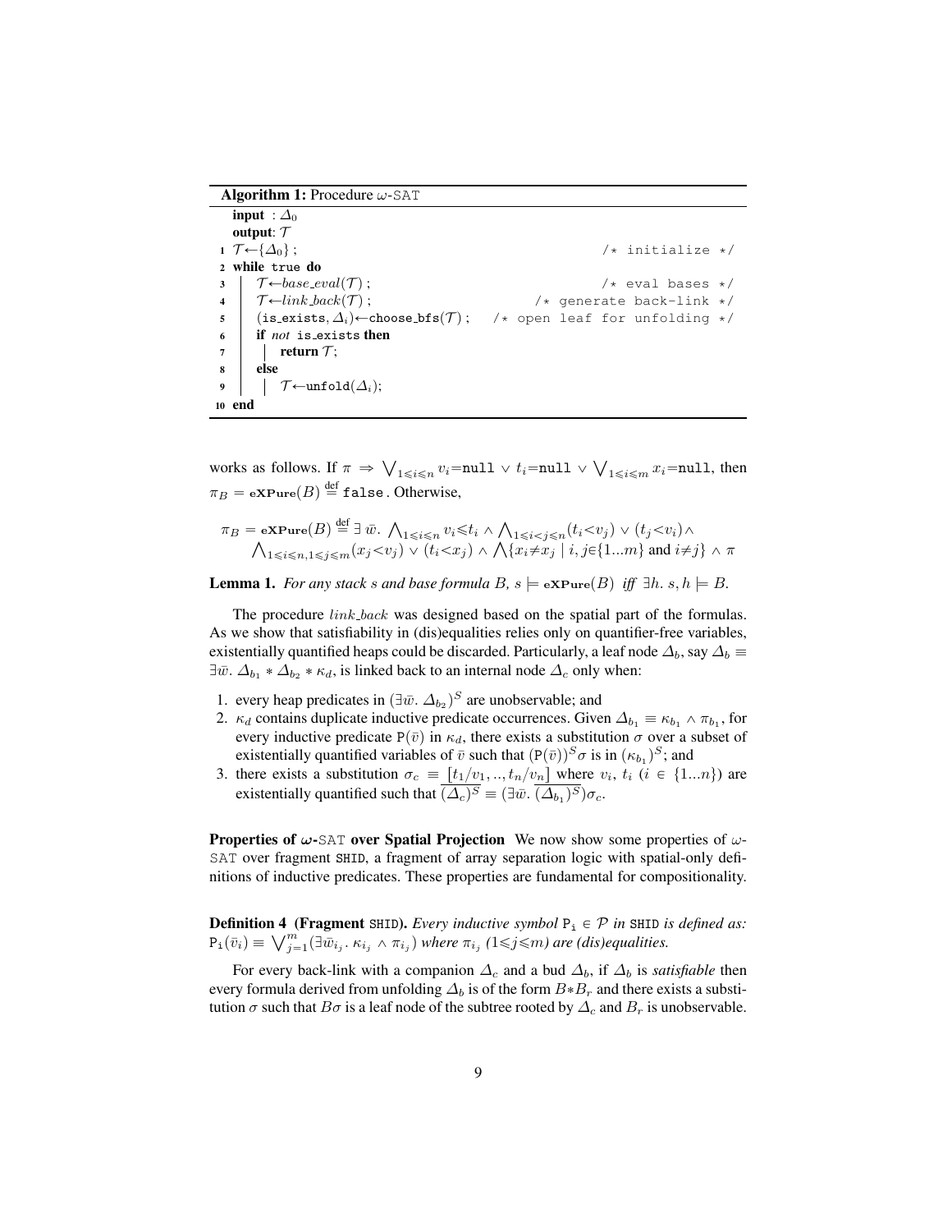**Algorithm 1:** Procedure $\omega$-SAT

```
   input  : Δ_0
   output: T
 1 T←{Δ_0} ;                                              /* initialize */
 2 while true do
 3 |   T←base_eval(T) ;                                   /* eval bases */
 4 |   T←link_back(T) ;                             /* generate back-link */
 5 |   (is_exists, Δ_i)←choose_bfs(T) ;    /* open leaf for unfolding */
 6 |   if not is_exists then
 7 |   |   return T;
 8 |   else
 9 |   |   T←unfold(Δ_i);
10 end
```

works as follows. If $\pi \Rightarrow \bigvee_{1\leqslant i\leqslant n} v_i{=}\texttt{null} \vee t_i{=}\texttt{null} \vee \bigvee_{1\leqslant i\leqslant m} x_i{=}\texttt{null}$, then $\pi_B = \mathbf{eXPure}(B) \overset{\text{def}}{=} \texttt{false}$. Otherwise,

$$\pi_B = \mathbf{eXPure}(B) \overset{\text{def}}{=} \exists\, \bar{w}.\ \bigwedge_{1\leqslant i\leqslant n} v_i{\leqslant}t_i \wedge \bigwedge_{1\leqslant i<j\leqslant n}(t_i{<}v_j) \vee (t_j{<}v_i) \wedge \bigwedge_{1\leqslant i\leqslant n, 1\leqslant j\leqslant m}(x_j{<}v_i) \vee (t_i{<}x_j) \wedge \bigwedge\{x_i{\neq}x_j \mid i,j{\in}\{1...m\} \text{ and } i{\neq}j\} \wedge \pi$$

**Lemma 1.** *For any stack $s$ and base formula $B$, $s \models \mathbf{eXPure}(B)$ iff $\exists h.\ s, h \models B$.*

The procedure $link\_back$ was designed based on the spatial part of the formulas. As we show that satisfiability in (dis)equalities relies only on quantifier-free variables, existentially quantified heaps could be discarded. Particularly, a leaf node $\Delta_b$, say $\Delta_b \equiv \exists\bar{w}.\ \Delta_{b_1} * \Delta_{b_2} * \kappa_d$, is linked back to an internal node $\Delta_c$ only when:

1. every heap predicates in $(\exists\bar{w}.\ \Delta_{b_2})^S$ are unobservable; and
2. $\kappa_d$ contains duplicate inductive predicate occurrences. Given $\Delta_{b_1} \equiv \kappa_{b_1} \wedge \pi_{b_1}$, for every inductive predicate $\mathtt{P}(\bar{v})$ in $\kappa_d$, there exists a substitution $\sigma$ over a subset of existentially quantified variables of $\bar{v}$ such that $(\mathtt{P}(\bar{v}))^S\sigma$ is in $(\kappa_{b_1})^S$; and
3. there exists a substitution $\sigma_c \equiv [t_1/v_1, .., t_n/v_n]$ where $v_i$, $t_i$ ($i \in \{1...n\}$) are existentially quantified such that $\overline{(\Delta_c)^S} \equiv (\exists\bar{w}.\ \overline{(\Delta_{b_1})^S})\sigma_c$.

**Properties of $\omega$-SAT over Spatial Projection** We now show some properties of $\omega$-SAT over fragment SHID, a fragment of array separation logic with spatial-only definitions of inductive predicates. These properties are fundamental for compositionality.

**Definition 4 (Fragment SHID).** *Every inductive symbol $\mathtt{P_i} \in \mathcal{P}$ in SHID is defined as: $\mathtt{P_i}(\bar{v}_i) \equiv \bigvee_{j=1}^{m}(\exists\bar{w}_{i_j}.\ \kappa_{i_j} \wedge \pi_{i_j})$ where $\pi_{i_j}$ ($1{\leqslant}j{\leqslant}m$) are (dis)equalities.*

For every back-link with a companion $\Delta_c$ and a bud $\Delta_b$, if $\Delta_b$ is *satisfiable* then every formula derived from unfolding $\Delta_b$ is of the form $B{*}B_r$ and there exists a substitution $\sigma$ such that $B\sigma$ is a leaf node of the subtree rooted by $\Delta_c$ and $B_r$ is unobservable.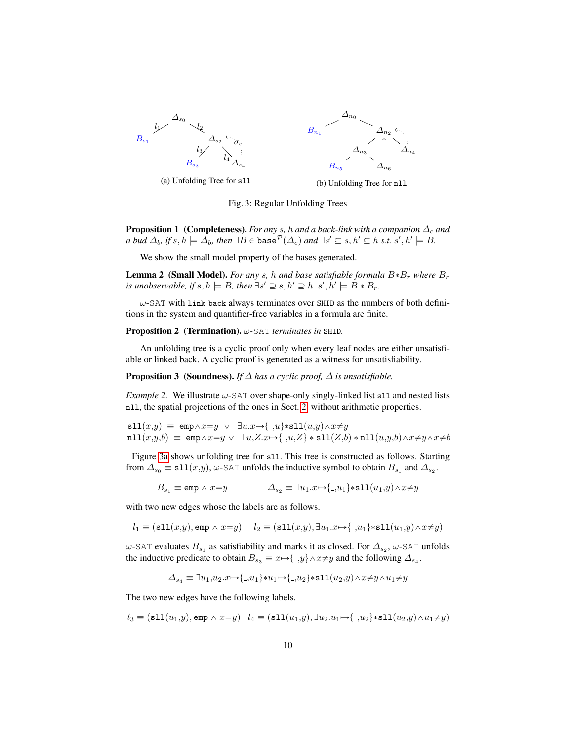(a) Unfolding Tree for sll

(b) Unfolding Tree for nll

Fig. 3: Regular Unfolding Trees

**Proposition 1 (Completeness).** *For any $s$, $h$ and a back-link with a companion $\Delta_c$ and a bud $\Delta_b$, if $s, h \models \Delta_b$, then $\exists B \in \texttt{base}^{\mathcal{P}}(\Delta_c)$ and $\exists s' \subseteq s, h' \subseteq h$ s.t. $s', h' \models B$.*

We show the small model property of the bases generated.

**Lemma 2 (Small Model).** *For any $s$, $h$ and base satisfiable formula $B{*}B_r$ where $B_r$ is unobservable, if $s, h \models B$, then $\exists s' \supseteq s, h' \supseteq h$. $s', h' \models B * B_r$.*

$\omega$-SAT with link_back always terminates over SHID as the numbers of both definitions in the system and quantifier-free variables in a formula are finite.

**Proposition 2 (Termination).** *$\omega$-SAT terminates in* SHID.

An unfolding tree is a cyclic proof only when every leaf nodes are either unsatisfiable or linked back. A cyclic proof is generated as a witness for unsatisfiability.

**Proposition 3 (Soundness).** *If $\Delta$ has a cyclic proof, $\Delta$ is unsatisfiable.*

*Example 2.* We illustrate $\omega$-SAT over shape-only singly-linked list sll and nested lists nll, the spatial projections of the ones in Sect. 2, without arithmetic properties.

$$\texttt{sll}(x,y) \;\equiv\; \texttt{emp}{\wedge}x{=}y \;\vee\; \exists u.x{\mapsto}\{\_,u\}{*}\texttt{sll}(u,y){\wedge}x{\neq}y$$
$$\texttt{nll}(x,y,b) \;\equiv\; \texttt{emp}{\wedge}x{=}y \vee \exists\, u,Z.x{\mapsto}\{\_,u,Z\} * \texttt{sll}(Z,b) * \texttt{nll}(u,y,b){\wedge}x{\neq}y{\wedge}x{\neq}b$$

Figure 3a shows unfolding tree for sll. This tree is constructed as follows. Starting from $\Delta_{s_0} \equiv \texttt{sll}(x,y)$, $\omega$-SAT unfolds the inductive symbol to obtain $B_{s_1}$ and $\Delta_{s_2}$.

$$B_{s_1} \equiv \texttt{emp} \wedge x{=}y \qquad\qquad \Delta_{s_2} \equiv \exists u_1.x{\mapsto}\{\_,u_1\}{*}\texttt{sll}(u_1,y){\wedge}x{\neq}y$$

with two new edges whose the labels are as follows.

$$l_1 \equiv (\texttt{sll}(x,y), \texttt{emp} \wedge x{=}y) \quad\; l_2 \equiv (\texttt{sll}(x,y), \exists u_1.x{\mapsto}\{\_,u_1\}{*}\texttt{sll}(u_1,y){\wedge}x{\neq}y)$$

$\omega$-SAT evaluates $B_{s_1}$ as satisfiability and marks it as closed. For $\Delta_{s_2}$, $\omega$-SAT unfolds the inductive predicate to obtain $B_{s_3} \equiv x{\mapsto}\{\_,y\}{\wedge}x{\neq}y$ and the following $\Delta_{s_4}$.

$$\Delta_{s_4} \equiv \exists u_1,u_2.x{\mapsto}\{\_,u_1\}{*}u_1{\mapsto}\{\_,u_2\}{*}\texttt{sll}(u_2,y){\wedge}x{\neq}y{\wedge}u_1{\neq}y$$

The two new edges have the following labels.

$$l_3 \equiv (\texttt{sll}(u_1,y), \texttt{emp} \wedge x{=}y) \quad l_4 \equiv (\texttt{sll}(u_1,y), \exists u_2.u_1{\mapsto}\{\_,u_2\}{*}\texttt{sll}(u_2,y){\wedge}u_1{\neq}y)$$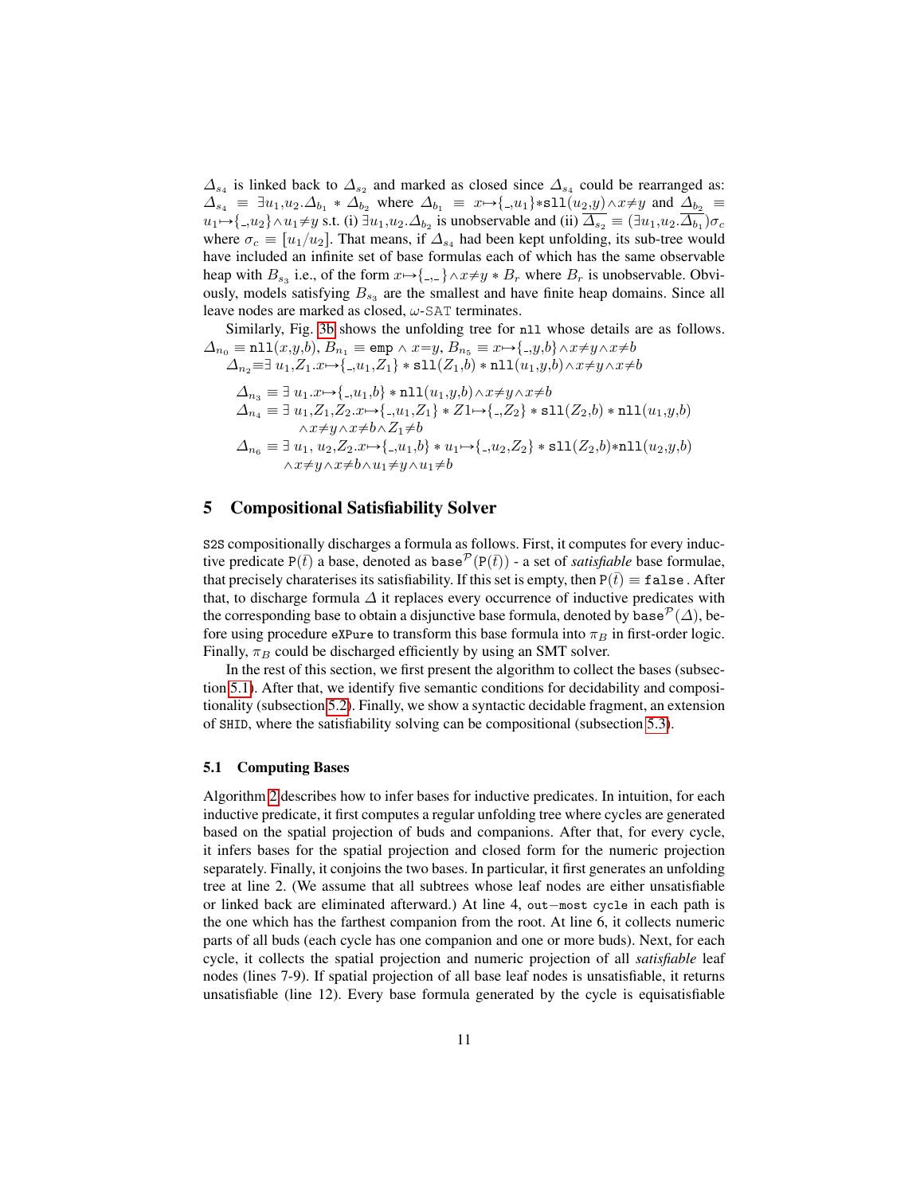$\Delta_{s_4}$ is linked back to $\Delta_{s_2}$ and marked as closed since $\Delta_{s_4}$ could be rearranged as: $\Delta_{s_4} \equiv \exists u_1,u_2.\Delta_{b_1} * \Delta_{b_2}$ where $\Delta_{b_1} \equiv x{\mapsto}\{\_,u_1\}{*}\mathtt{sll}(u_2,y){\wedge}x{\neq}y$ and $\Delta_{b_2} \equiv u_1{\mapsto}\{\_,u_2\}{\wedge}u_1{\neq}y$ s.t. (i) $\exists u_1,u_2.\Delta_{b_2}$ is unobservable and (ii) $\overline{\Delta_{s_2}} \equiv (\exists u_1,u_2.\overline{\Delta_{b_1}})\sigma_c$ where $\sigma_c \equiv [u_1/u_2]$. That means, if $\Delta_{s_4}$ had been kept unfolding, its sub-tree would have included an infinite set of base formulas each of which has the same observable heap with $B_{s_3}$ i.e., of the form $x{\mapsto}\{\_,\_\}{\wedge}x{\neq}y * B_r$ where $B_r$ is unobservable. Obviously, models satisfying $B_{s_3}$ are the smallest and have finite heap domains. Since all leave nodes are marked as closed, $\omega$-SAT terminates.

Similarly, Fig. 3b shows the unfolding tree for `nll` whose details are as follows. $\Delta_{n_0} \equiv \mathtt{nll}(x,y,b)$, $B_{n_1} \equiv \mathtt{emp} \wedge x{=}y$, $B_{n_5} \equiv x{\mapsto}\{\_,y,b\}{\wedge}x{\neq}y{\wedge}x{\neq}b$

$\Delta_{n_2}{\equiv}\exists\, u_1,Z_1.x{\mapsto}\{\_,u_1,Z_1\} * \mathtt{sll}(Z_1,b) * \mathtt{nll}(u_1,y,b){\wedge}x{\neq}y{\wedge}x{\neq}b$

$$\Delta_{n_3} \equiv \exists\, u_1.x{\mapsto}\{\_,u_1,b\} * \mathtt{nll}(u_1,y,b){\wedge}x{\neq}y{\wedge}x{\neq}b$$

$$\Delta_{n_4} \equiv \exists\, u_1,Z_1,Z_2.x{\mapsto}\{\_,u_1,Z_1\} * Z1{\mapsto}\{\_,Z_2\} * \mathtt{sll}(Z_2,b) * \mathtt{nll}(u_1,y,b) \wedge x{\neq}y{\wedge}x{\neq}b{\wedge}Z_1{\neq}b$$

$$\Delta_{n_6} \equiv \exists\, u_1,\, u_2,Z_2.x{\mapsto}\{\_,u_1,b\} * u_1{\mapsto}\{\_,u_2,Z_2\} * \mathtt{sll}(Z_2,b){*}\mathtt{nll}(u_2,y,b) \wedge x{\neq}y{\wedge}x{\neq}b{\wedge}u_1{\neq}y{\wedge}u_1{\neq}b$$

## 5 Compositional Satisfiability Solver

`S2S` compositionally discharges a formula as follows. First, it computes for every inductive predicate $\mathtt{P}(\bar{t})$ a base, denoted as $\mathtt{base}^{\mathcal{P}}(\mathtt{P}(\bar{t}))$ - a set of *satisfiable* base formulae, that precisely charaterises its satisfiability. If this set is empty, then $\mathtt{P}(\bar{t}) \equiv \mathtt{false}$. After that, to discharge formula $\Delta$ it replaces every occurrence of inductive predicates with the corresponding base to obtain a disjunctive base formula, denoted by $\mathtt{base}^{\mathcal{P}}(\Delta)$, before using procedure `eXPure` to transform this base formula into $\pi_B$ in first-order logic. Finally, $\pi_B$ could be discharged efficiently by using an SMT solver.

In the rest of this section, we first present the algorithm to collect the bases (subsection 5.1). After that, we identify five semantic conditions for decidability and compositionality (subsection 5.2). Finally, we show a syntactic decidable fragment, an extension of `SHID`, where the satisfiability solving can be compositional (subsection 5.3).

### 5.1 Computing Bases

Algorithm 2 describes how to infer bases for inductive predicates. In intuition, for each inductive predicate, it first computes a regular unfolding tree where cycles are generated based on the spatial projection of buds and companions. After that, for every cycle, it infers bases for the spatial projection and closed form for the numeric projection separately. Finally, it conjoins the two bases. In particular, it first generates an unfolding tree at line 2. (We assume that all subtrees whose leaf nodes are either unsatisfiable or linked back are eliminated afterward.) At line 4, `out−most cycle` in each path is the one which has the farthest companion from the root. At line 6, it collects numeric parts of all buds (each cycle has one companion and one or more buds). Next, for each cycle, it collects the spatial projection and numeric projection of all *satisfiable* leaf nodes (lines 7-9). If spatial projection of all base leaf nodes is unsatisfiable, it returns unsatisfiable (line 12). Every base formula generated by the cycle is equisatisfiable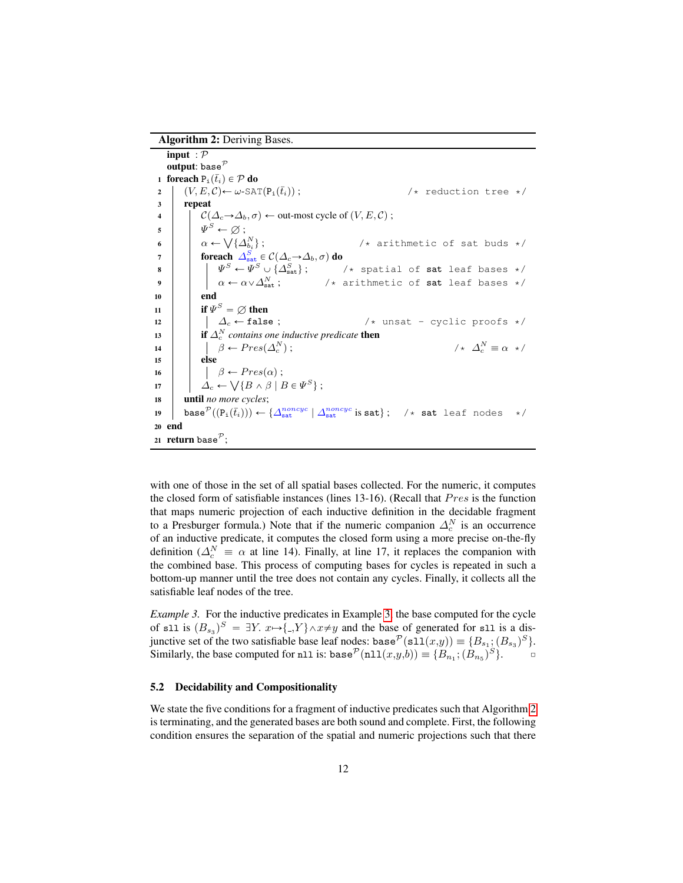**Algorithm 2:** Deriving Bases.

```
   input : P
   output: base^P
 1 foreach P_i(t̄_i) ∈ P do
 2 |  (V, E, C) ← ω-SAT(P_i(t̄_i)) ;                          /* reduction tree */
 3 |  repeat
 4 |  |  C(Δ_c→Δ_b, σ) ← out-most cycle of (V, E, C) ;
 5 |  |  Ψ^S ← ∅ ;
 6 |  |  α ← ⋁{Δ^N_{b_i}} ;                                 /* arithmetic of sat buds */
 7 |  |  foreach Δ^S_sat ∈ C(Δ_c→Δ_b, σ) do
 8 |  |  |  Ψ^S ← Ψ^S ∪ {Δ^S_sat} ;                        /* spatial of sat leaf bases */
 9 |  |  |  α ← α ∨ Δ^N_sat ;                              /* arithmetic of sat leaf bases */
10 |  |  end
11 |  |  if Ψ^S = ∅ then
12 |  |  |  Δ_c ← false ;                                   /* unsat - cyclic proofs */
13 |  |  if Δ^N_c contains one inductive predicate then
14 |  |  |  β ← Pres(Δ^N_c) ;                                              /* Δ^N_c ≡ α */
15 |  |  else
16 |  |  |  β ← Pres(α) ;
17 |  |  Δ_c ← ⋁{B ∧ β | B ∈ Ψ^S} ;
18 |  until no more cycles;
19 |  base^P((P_i(t̄_i))) ← {Δ^noncyc_sat | Δ^noncyc_sat is sat} ;   /* sat leaf nodes */
20 end
21 return base^P;
```

with one of those in the set of all spatial bases collected. For the numeric, it computes the closed form of satisfiable instances (lines 13-16). (Recall that $Pres$ is the function that maps numeric projection of each inductive definition in the decidable fragment to a Presburger formula.) Note that if the numeric companion $\Delta_c^N$ is an occurrence of an inductive predicate, it computes the closed form using a more precise on-the-fly definition ($\Delta_c^N \equiv \alpha$ at line 14). Finally, at line 17, it replaces the companion with the combined base. This process of computing bases for cycles is repeated in such a bottom-up manner until the tree does not contain any cycles. Finally, it collects all the satisfiable leaf nodes of the tree.

*Example 3.* For the inductive predicates in Example 3, the base computed for the cycle of `sll` is $(B_{s_3})^S = \exists Y.\ x{\mapsto}\{\_,Y\} \wedge x{\neq}y$ and the base of generated for `sll` is a disjunctive set of the two satisfiable base leaf nodes: $\texttt{base}^{\mathcal{P}}(\texttt{sll}(x,y)) \equiv \{B_{s_1}; (B_{s_3})^S\}$. Similarly, the base computed for `nll` is: $\texttt{base}^{\mathcal{P}}(\texttt{nll}(x,y,b)) \equiv \{B_{n_1}; (B_{n_5})^S\}$. □

### 5.2 Decidability and Compositionality

We state the five conditions for a fragment of inductive predicates such that Algorithm 2 is terminating, and the generated bases are both sound and complete. First, the following condition ensures the separation of the spatial and numeric projections such that there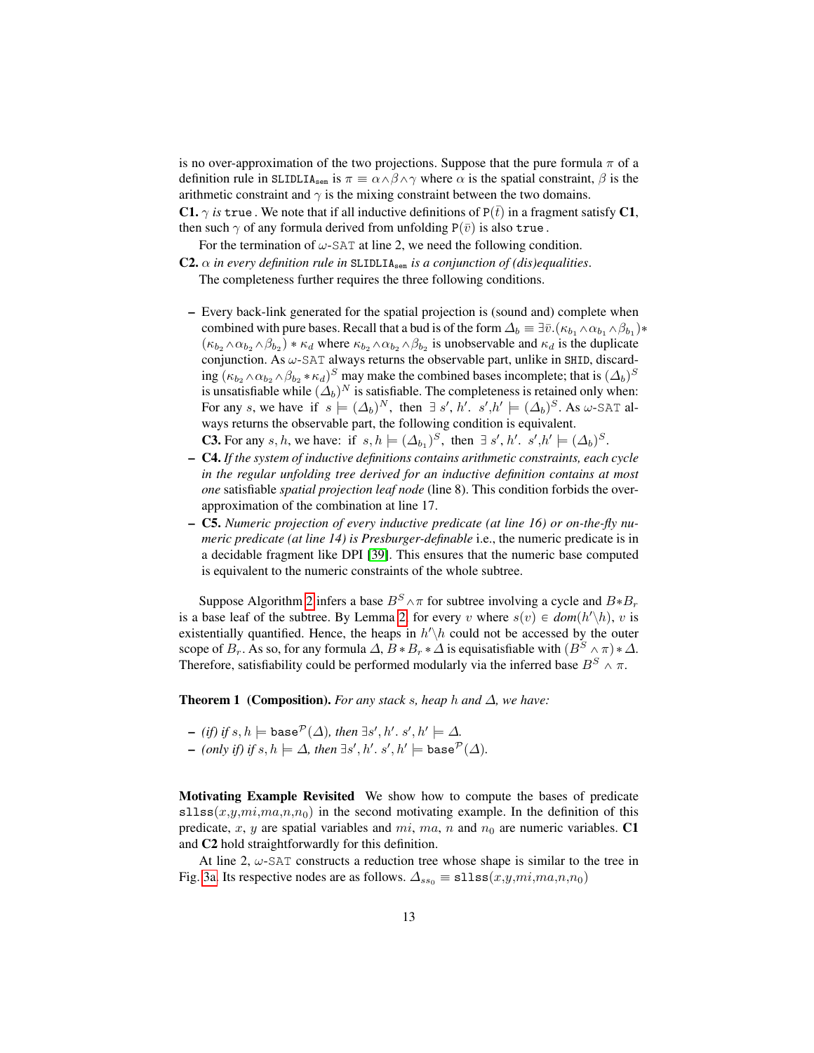is no over-approximation of the two projections. Suppose that the pure formula $\pi$ of a definition rule in $\texttt{SLIDLIA}_{\texttt{sem}}$ is $\pi \equiv \alpha \wedge \beta \wedge \gamma$ where $\alpha$ is the spatial constraint, $\beta$ is the arithmetic constraint and $\gamma$ is the mixing constraint between the two domains.

**C1.** *$\gamma$ is* $\texttt{true}$ . We note that if all inductive definitions of $\texttt{P}(\bar{t})$ in a fragment satisfy **C1**, then such $\gamma$ of any formula derived from unfolding $\texttt{P}(\bar{v})$ is also $\texttt{true}$ .

For the termination of $\omega$-$\texttt{SAT}$ at line 2, we need the following condition.

**C2.** *$\alpha$ in every definition rule in* $\texttt{SLIDLIA}_{\texttt{sem}}$ *is a conjunction of (dis)equalities.*

The completeness further requires the three following conditions.

- Every back-link generated for the spatial projection is (sound and) complete when combined with pure bases. Recall that a bud is of the form $\Delta_b \equiv \exists \bar{v}. (\kappa_{b_1} \wedge \alpha_{b_1} \wedge \beta_{b_1}) * (\kappa_{b_2} \wedge \alpha_{b_2} \wedge \beta_{b_2}) * \kappa_d$ where $\kappa_{b_2} \wedge \alpha_{b_2} \wedge \beta_{b_2}$ is unobservable and $\kappa_d$ is the duplicate conjunction. As $\omega$-$\texttt{SAT}$ always returns the observable part, unlike in $\texttt{SHID}$, discarding $(\kappa_{b_2} \wedge \alpha_{b_2} \wedge \beta_{b_2} * \kappa_d)^S$ may make the combined bases incomplete; that is $(\Delta_b)^S$ is unsatisfiable while $(\Delta_b)^N$ is satisfiable. The completeness is retained only when: For any $s$, we have if $s \models (\Delta_b)^N$, then $\exists\, s', h'.\ s',h' \models (\Delta_b)^S$. As $\omega$-$\texttt{SAT}$ always returns the observable part, the following condition is equivalent.
  **C3.** For any $s, h$, we have: if $s, h \models (\Delta_{b_1})^S$, then $\exists\, s', h'.\ s',h' \models (\Delta_b)^S$.
- **C4.** *If the system of inductive definitions contains arithmetic constraints, each cycle in the regular unfolding tree derived for an inductive definition contains at most one* satisfiable *spatial projection leaf node* (line 8). This condition forbids the over-approximation of the combination at line 17.
- **C5.** *Numeric projection of every inductive predicate (at line 16) or on-the-fly numeric predicate (at line 14) is Presburger-definable* i.e., the numeric predicate is in a decidable fragment like DPI [39]. This ensures that the numeric base computed is equivalent to the numeric constraints of the whole subtree.

Suppose Algorithm 2 infers a base $B^S \wedge \pi$ for subtree involving a cycle and $B * B_r$ is a base leaf of the subtree. By Lemma 2, for every $v$ where $s(v) \in dom(h' \backslash h)$, $v$ is existentially quantified. Hence, the heaps in $h' \backslash h$ could not be accessed by the outer scope of $B_r$. As so, for any formula $\Delta$, $B * B_r * \Delta$ is equisatisfiable with $(B^S \wedge \pi) * \Delta$. Therefore, satisfiability could be performed modularly via the inferred base $B^S \wedge \pi$.

**Theorem 1 (Composition).** *For any stack $s$, heap $h$ and $\Delta$, we have:*

- *(if) if $s, h \models \texttt{base}^{\mathcal{P}}(\Delta)$, then $\exists s', h'.\ s', h' \models \Delta$.*
- *(only if) if $s, h \models \Delta$, then $\exists s', h'.\ s', h' \models \texttt{base}^{\mathcal{P}}(\Delta)$.*

**Motivating Example Revisited** We show how to compute the bases of predicate $\texttt{sllss}(x,y,mi,ma,n,n_0)$ in the second motivating example. In the definition of this predicate, $x$, $y$ are spatial variables and $mi$, $ma$, $n$ and $n_0$ are numeric variables. **C1** and **C2** hold straightforwardly for this definition.

At line 2, $\omega$-$\texttt{SAT}$ constructs a reduction tree whose shape is similar to the tree in Fig. 3a. Its respective nodes are as follows. $\Delta_{ss_0} \equiv \texttt{sllss}(x,y,mi,ma,n,n_0)$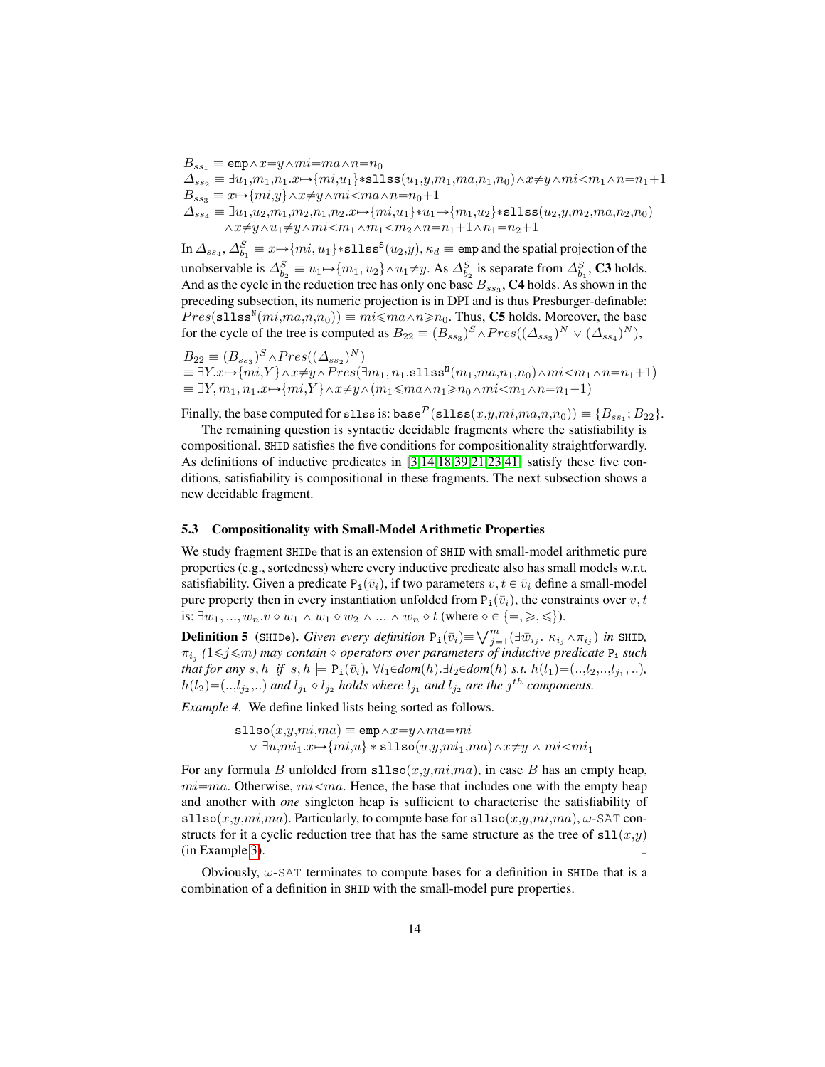$B_{ss_1} \equiv \texttt{emp} \wedge x{=}y \wedge mi{=}ma \wedge n{=}n_0$
$\Delta_{ss_2} \equiv \exists u_1{,}m_1{,}n_1{.}x{\mapsto}\{mi{,}u_1\}{*}\texttt{sllss}(u_1{,}y{,}m_1{,}ma{,}n_1{,}n_0){\wedge}x{\neq}y{\wedge}mi{<}m_1{\wedge}n{=}n_1{+}1$
$B_{ss_3} \equiv x{\mapsto}\{mi{,}y\}{\wedge}x{\neq}y{\wedge}mi{<}ma{\wedge}n{=}n_0{+}1$
$\Delta_{ss_4} \equiv \exists u_1{,}u_2{,}m_1{,}m_2{,}n_1{,}n_2{.}x{\mapsto}\{mi{,}u_1\}{*}u_1{\mapsto}\{m_1{,}u_2\}{*}\texttt{sllss}(u_2{,}y{,}m_2{,}ma{,}n_2{,}n_0)$
$\quad {\wedge}x{\neq}y{\wedge}u_1{\neq}y{\wedge}mi{<}m_1{\wedge}m_1{<}m_2{\wedge}n{=}n_1{+}1{\wedge}n_1{=}n_2{+}1$

In $\Delta_{ss_4}$, $\Delta^S_{b_1} \equiv x{\mapsto}\{mi,u_1\}{*}\texttt{sllss}^{\texttt{S}}(u_2{,}y)$, $\kappa_d \equiv \texttt{emp}$ and the spatial projection of the unobservable is $\Delta^S_{b_2} \equiv u_1{\mapsto}\{m_1,u_2\}{\wedge}u_1{\neq}y$. As $\overline{\Delta^S_{b_2}}$ is separate from $\overline{\Delta^S_{b_1}}$, **C3** holds. And as the cycle in the reduction tree has only one base $B_{ss_3}$, **C4** holds. As shown in the preceding subsection, its numeric projection is in DPI and is thus Presburger-definable: $Pres(\texttt{sllss}^{\texttt{N}}(mi{,}ma{,}n{,}n_0)) \equiv mi{\leqslant}ma{\wedge}n{\geqslant}n_0$. Thus, **C5** holds. Moreover, the base for the cycle of the tree is computed as $B_{22} \equiv (B_{ss_3})^S{\wedge}Pres((\Delta_{ss_3})^N \vee (\Delta_{ss_4})^N)$,

$B_{22} \equiv (B_{ss_3})^S{\wedge}Pres((\Delta_{ss_2})^N)$
$\equiv \exists Y{.}x{\mapsto}\{mi{,}Y\}{\wedge}x{\neq}y{\wedge}Pres(\exists m_1,n_1{.}\texttt{sllss}^{\texttt{N}}(m_1{,}ma{,}n_1{,}n_0){\wedge}mi{<}m_1{\wedge}n{=}n_1{+}1)$
$\equiv \exists Y,m_1,n_1{.}x{\mapsto}\{mi{,}Y\}{\wedge}x{\neq}y{\wedge}(m_1{\leqslant}ma{\wedge}n_1{\geqslant}n_0{\wedge}mi{<}m_1{\wedge}n{=}n_1{+}1)$

Finally, the base computed for `sllss` is: $\texttt{base}^{\mathcal{P}}(\texttt{sllss}(x{,}y{,}mi{,}ma{,}n{,}n_0)) \equiv \{B_{ss_1};B_{22}\}$.

The remaining question is syntactic decidable fragments where the satisfiability is compositional. `SHID` satisfies the five conditions for compositionality straightforwardly. As definitions of inductive predicates in [3,14,18,39,21,23,41] satisfy these five conditions, satisfiability is compositional in these fragments. The next subsection shows a new decidable fragment.

### 5.3 Compositionality with Small-Model Arithmetic Properties

We study fragment `SHIDe` that is an extension of `SHID` with small-model arithmetic pure properties (e.g., sortedness) where every inductive predicate also has small models w.r.t. satisfiability. Given a predicate $\texttt{P}_\texttt{i}(\bar{v}_i)$, if two parameters $v,t \in \bar{v}_i$ define a small-model pure property then in every instantiation unfolded from $\texttt{P}_\texttt{i}(\bar{v}_i)$, the constraints over $v,t$ is: $\exists w_1,...,w_n{.}v \diamond w_1 \wedge w_1 \diamond w_2 \wedge ... \wedge w_n \diamond t$ (where $\diamond \in \{=,\geqslant,\leqslant\}$).

**Definition 5** (`SHIDe`). *Given every definition* $\texttt{P}_\texttt{i}(\bar{v}_i){\equiv}\bigvee_{j=1}^{m}(\exists\bar{w}_{i_j}.\ \kappa_{i_j}{\wedge}\pi_{i_j})$ *in* `SHID`, $\pi_{i_j}$ *(*$1{\leqslant}j{\leqslant}m$*) may contain* $\diamond$ *operators over parameters of inductive predicate* $\texttt{P}_\texttt{i}$ *such that for any* $s,h$ *if* $s,h \models \texttt{P}_\texttt{i}(\bar{v}_i)$, $\forall l_1{\in}dom(h){.}\exists l_2{\in}dom(h)$ *s.t.* $h(l_1){=}(..{,}l_2{,}..{,}l_{j_1}{,}..)$, $h(l_2){=}(..{,}l_{j_2}{,}..)$ *and* $l_{j_1} \diamond l_{j_2}$ *holds where* $l_{j_1}$ *and* $l_{j_2}$ *are the* $j^{th}$ *components.*

*Example 4.* We define linked lists being sorted as follows.

$$\begin{aligned}&\texttt{sllso}(x{,}y{,}mi{,}ma) \equiv \texttt{emp}{\wedge}x{=}y{\wedge}ma{=}mi\\&\quad \vee\ \exists u{,}mi_1{.}x{\mapsto}\{mi{,}u\} * \texttt{sllso}(u{,}y{,}mi_1{,}ma){\wedge}x{\neq}y\ \wedge\ mi{<}mi_1\end{aligned}$$

For any formula $B$ unfolded from $\texttt{sllso}(x{,}y{,}mi{,}ma)$, in case $B$ has an empty heap, $mi{=}ma$. Otherwise, $mi{<}ma$. Hence, the base that includes one with the empty heap and another with *one* singleton heap is sufficient to characterise the satisfiability of $\texttt{sllso}(x{,}y{,}mi{,}ma)$. Particularly, to compute base for $\texttt{sllso}(x{,}y{,}mi{,}ma)$, $\omega$-`SAT` constructs for it a cyclic reduction tree that has the same structure as the tree of $\texttt{sll}(x{,}y)$ (in Example 3). □

Obviously, $\omega$-`SAT` terminates to compute bases for a definition in `SHIDe` that is a combination of a definition in `SHID` with the small-model pure properties.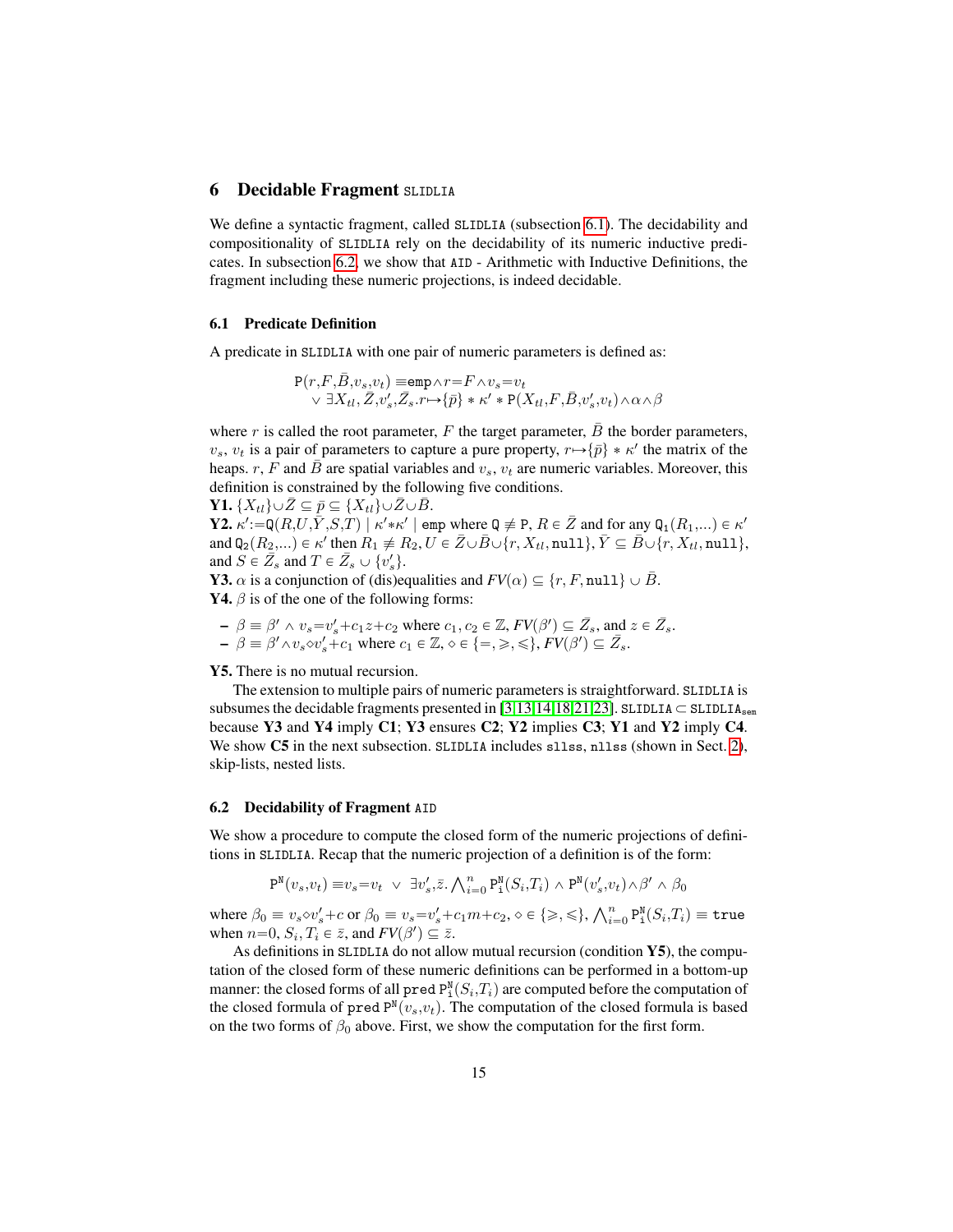## 6 Decidable Fragment SLIDLIA

We define a syntactic fragment, called SLIDLIA (subsection 6.1). The decidability and compositionality of SLIDLIA rely on the decidability of its numeric inductive predicates. In subsection 6.2, we show that AID - Arithmetic with Inductive Definitions, the fragment including these numeric projections, is indeed decidable.

### 6.1 Predicate Definition

A predicate in SLIDLIA with one pair of numeric parameters is defined as:

$$\begin{aligned} \mathtt{P}(r,F,\bar{B},v_s,v_t) \equiv & \mathtt{emp} \wedge r{=}F \wedge v_s{=}v_t \\ & \vee\ \exists X_{tl}, \bar{Z}, v'_s, \bar{Z}_s. r{\mapsto}\{\bar{p}\} * \kappa' * \mathtt{P}(X_{tl},F,\bar{B},v'_s,v_t) \wedge \alpha \wedge \beta \end{aligned}$$

where $r$ is called the root parameter, $F$ the target parameter, $\bar{B}$ the border parameters, $v_s$, $v_t$ is a pair of parameters to capture a pure property, $r{\mapsto}\{\bar{p}\} * \kappa'$ the matrix of the heaps. $r$, $F$ and $\bar{B}$ are spatial variables and $v_s$, $v_t$ are numeric variables. Moreover, this definition is constrained by the following five conditions.

**Y1.** $\{X_{tl}\}{\cup}\bar{Z} \subseteq \bar{p} \subseteq \{X_{tl}\}{\cup}\bar{Z}{\cup}\bar{B}$.

**Y2.** $\kappa'{:=}\mathtt{Q}(R,U,\bar{Y},S,T) \mid \kappa'{*}\kappa' \mid \mathtt{emp}$ where $\mathtt{Q} \not\equiv \mathtt{P}$, $R \in \bar{Z}$ and for any $\mathtt{Q}_1(R_1,...) \in \kappa'$ and $\mathtt{Q}_2(R_2,...) \in \kappa'$ then $R_1 \not\equiv R_2$, $U \in \bar{Z}{\cup}\bar{B}{\cup}\{r, X_{tl}, \mathtt{null}\}$, $\bar{Y} \subseteq \bar{B}{\cup}\{r, X_{tl}, \mathtt{null}\}$, and $S \in \bar{Z}_s$ and $T \in \bar{Z}_s \cup \{v'_s\}$.

**Y3.** $\alpha$ is a conjunction of (dis)equalities and $FV(\alpha) \subseteq \{r, F, \mathtt{null}\} \cup \bar{B}$.

**Y4.** $\beta$ is of the one of the following forms:

- $\beta \equiv \beta' \wedge v_s{=}v'_s{+}c_1 z{+}c_2$ where $c_1, c_2 \in \mathbb{Z}$, $FV(\beta') \subseteq \bar{Z}_s$, and $z \in \bar{Z}_s$.
- $\beta \equiv \beta' {\wedge} v_s{\diamond}v'_s{+}c_1$ where $c_1 \in \mathbb{Z}$, $\diamond \in \{=, \geqslant, \leqslant\}$, $FV(\beta') \subseteq \bar{Z}_s$.

**Y5.** There is no mutual recursion.

The extension to multiple pairs of numeric parameters is straightforward. SLIDLIA is subsumes the decidable fragments presented in [3,13,14,18,21,23]. SLIDLIA $\subset$ SLIDLIA$_{\mathtt{sem}}$ because **Y3** and **Y4** imply **C1**; **Y3** ensures **C2**; **Y2** implies **C3**; **Y1** and **Y2** imply **C4**. We show **C5** in the next subsection. SLIDLIA includes sllss, nllss (shown in Sect. 2), skip-lists, nested lists.

### 6.2 Decidability of Fragment AID

We show a procedure to compute the closed form of the numeric projections of definitions in SLIDLIA. Recap that the numeric projection of a definition is of the form:

$$\mathtt{P}^{\mathtt{N}}(v_s,v_t) \equiv v_s{=}v_t\ \vee\ \exists v'_s, \bar{z}. \bigwedge_{i=0}^{n} \mathtt{P}^{\mathtt{N}}_{\mathtt{i}}(S_i,T_i) \wedge \mathtt{P}^{\mathtt{N}}(v'_s,v_t) {\wedge} \beta' \wedge \beta_0$$

where $\beta_0 \equiv v_s{\diamond}v'_s{+}c$ or $\beta_0 \equiv v_s{=}v'_s{+}c_1 m{+}c_2$, $\diamond \in \{\geqslant, \leqslant\}$, $\bigwedge_{i=0}^{n} \mathtt{P}^{\mathtt{N}}_{\mathtt{i}}(S_i,T_i) \equiv \mathtt{true}$ when $n{=}0$, $S_i, T_i \in \bar{z}$, and $FV(\beta') \subseteq \bar{z}$.

As definitions in SLIDLIA do not allow mutual recursion (condition **Y5**), the computation of the closed form of these numeric definitions can be performed in a bottom-up manner: the closed forms of all pred $\mathtt{P}^{\mathtt{N}}_{\mathtt{i}}(S_i,T_i)$ are computed before the computation of the closed formula of pred $\mathtt{P}^{\mathtt{N}}(v_s,v_t)$. The computation of the closed formula is based on the two forms of $\beta_0$ above. First, we show the computation for the first form.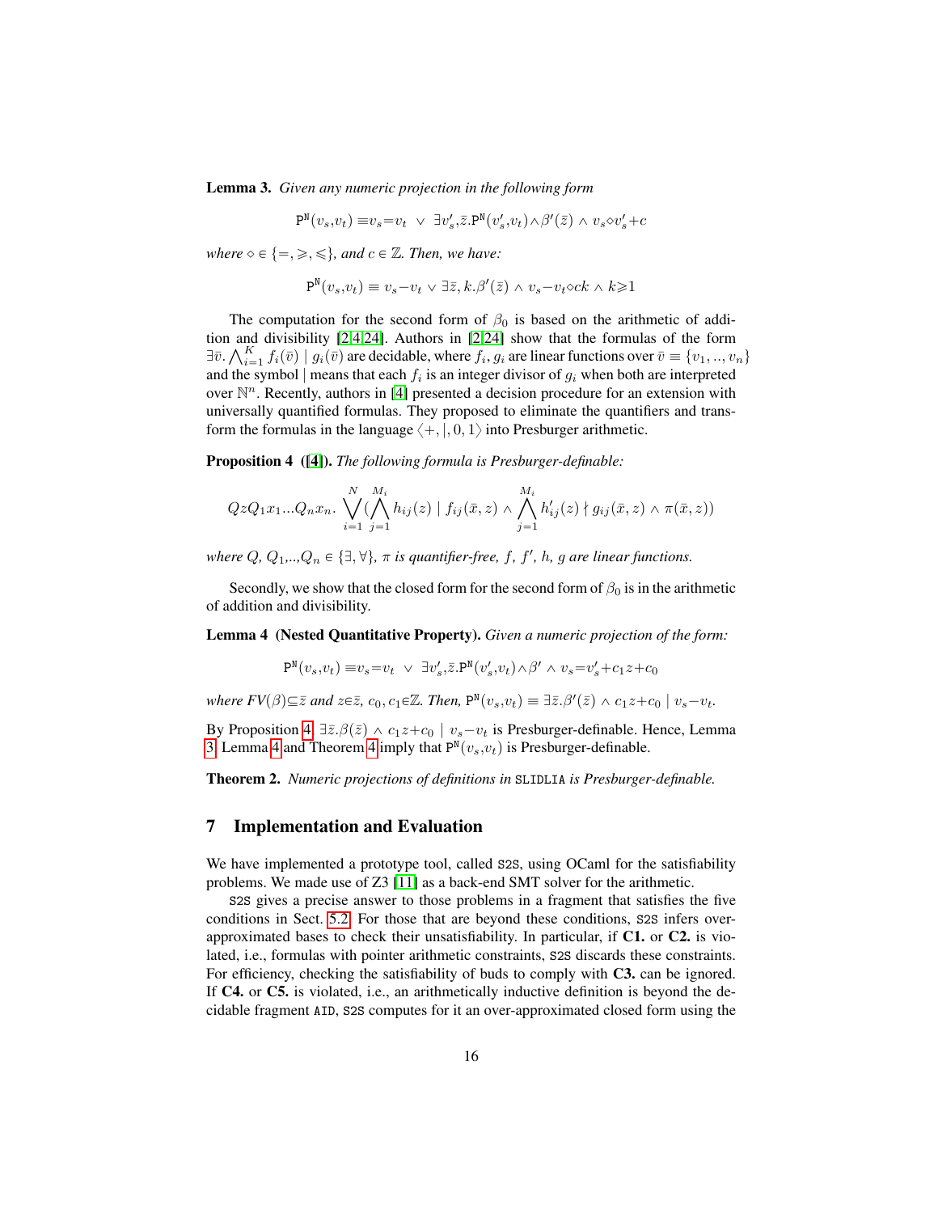**Lemma 3.** *Given any numeric projection in the following form*

$$\mathtt{P}^{\mathtt{N}}(v_s,v_t) \equiv v_s{=}v_t \;\vee\; \exists v'_s,\bar{z}.\mathtt{P}^{\mathtt{N}}(v'_s,v_t) \wedge \beta'(\bar{z}) \wedge v_s{\diamond}v'_s{+}c$$

*where* $\diamond \in \{=, \geqslant, \leqslant\}$*, and* $c \in \mathbb{Z}$*. Then, we have:*

$$\mathtt{P}^{\mathtt{N}}(v_s,v_t) \equiv v_s{-}v_t \vee \exists \bar{z}, k.\beta'(\bar{z}) \wedge v_s{-}v_t{\diamond}ck \wedge k{\geqslant}1$$

The computation for the second form of $\beta_0$ is based on the arithmetic of addition and divisibility [2,4,24]. Authors in [2,24] show that the formulas of the form $\exists \bar{v}. \bigwedge_{i=1}^{K} f_i(\bar{v}) \mid g_i(\bar{v})$ are decidable, where $f_i, g_i$ are linear functions over $\bar{v} \equiv \{v_1, .., v_n\}$ and the symbol $\mid$ means that each $f_i$ is an integer divisor of $g_i$ when both are interpreted over $\mathbb{N}^n$. Recently, authors in [4] presented a decision procedure for an extension with universally quantified formulas. They proposed to eliminate the quantifiers and transform the formulas in the language $\langle +, |, 0, 1\rangle$ into Presburger arithmetic.

**Proposition 4** (**[4]**). *The following formula is Presburger-definable:*

$$QzQ_1x_1...Q_nx_n. \bigvee_{i=1}^{N} (\bigwedge_{j=1}^{M_i} h_{ij}(z) \mid f_{ij}(\bar{x}, z) \wedge \bigwedge_{j=1}^{M_i} h'_{ij}(z) \nmid g_{ij}(\bar{x}, z) \wedge \pi(\bar{x}, z))$$

*where* $Q$*,* $Q_1$*,..,*$Q_n \in \{\exists, \forall\}$*,* $\pi$ *is quantifier-free,* $f$*,* $f'$*,* $h$*,* $g$ *are linear functions.*

Secondly, we show that the closed form for the second form of $\beta_0$ is in the arithmetic of addition and divisibility.

**Lemma 4 (Nested Quantitative Property).** *Given a numeric projection of the form:*

$$\mathtt{P}^{\mathtt{N}}(v_s,v_t) \equiv v_s{=}v_t \;\vee\; \exists v'_s,\bar{z}.\mathtt{P}^{\mathtt{N}}(v'_s,v_t) \wedge \beta' \wedge v_s{=}v'_s{+}c_1z{+}c_0$$

*where* $FV(\beta) {\subseteq} \bar{z}$ *and* $z {\in} \bar{z}$*,* $c_0, c_1 {\in} \mathbb{Z}$*. Then,* $\mathtt{P}^{\mathtt{N}}(v_s,v_t) \equiv \exists \bar{z}.\beta'(\bar{z}) \wedge c_1z{+}c_0 \mid v_s{-}v_t$*.*

By Proposition 4, $\exists \bar{z}.\beta(\bar{z}) \wedge c_1z{+}c_0 \mid v_s{-}v_t$ is Presburger-definable. Hence, Lemma 3, Lemma 4 and Theorem 4 imply that $\mathtt{P}^{\mathtt{N}}(v_s,v_t)$ is Presburger-definable.

**Theorem 2.** *Numeric projections of definitions in* `SLIDLIA` *is Presburger-definable.*

## 7 Implementation and Evaluation

We have implemented a prototype tool, called `S2S`, using OCaml for the satisfiability problems. We made use of Z3 [11] as a back-end SMT solver for the arithmetic.

`S2S` gives a precise answer to those problems in a fragment that satisfies the five conditions in Sect. 5.2. For those that are beyond these conditions, `S2S` infers over-approximated bases to check their unsatisfiability. In particular, if **C1.** or **C2.** is violated, i.e., formulas with pointer arithmetic constraints, `S2S` discards these constraints. For efficiency, checking the satisfiability of buds to comply with **C3.** can be ignored. If **C4.** or **C5.** is violated, i.e., an arithmetically inductive definition is beyond the decidable fragment `AID`, `S2S` computes for it an over-approximated closed form using the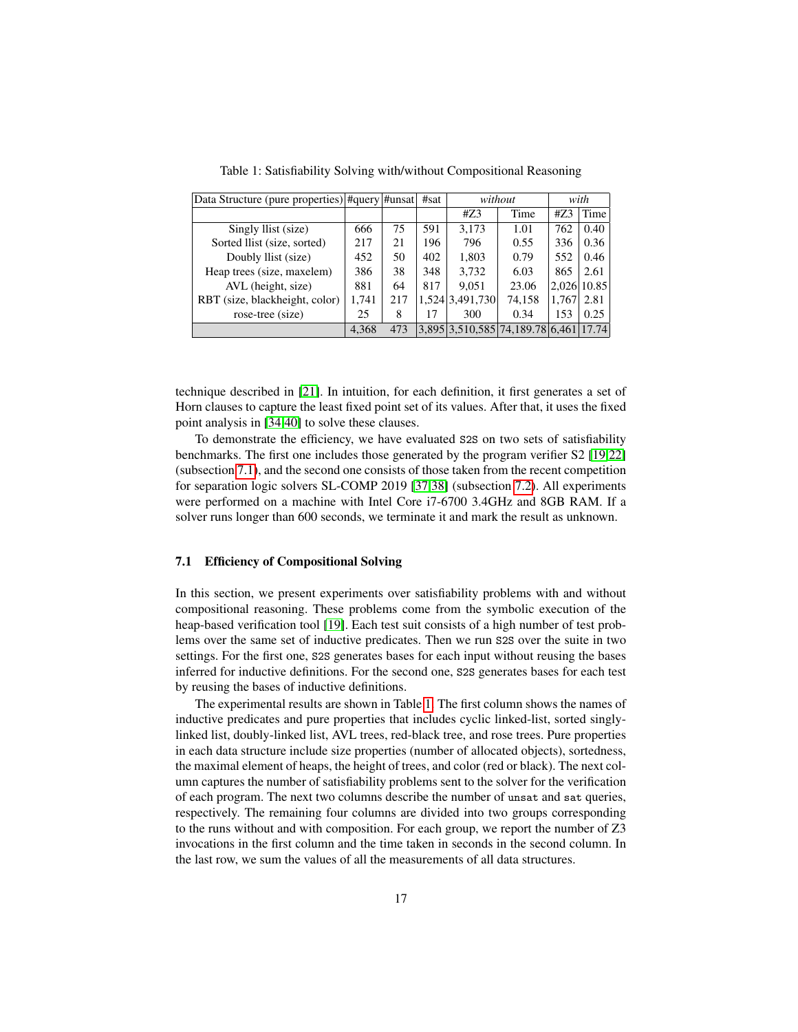Table 1: Satisfiability Solving with/without Compositional Reasoning

| Data Structure (pure properties) | #query | #unsat | #sat | *without* | | *with* | |
|---|---|---|---|---|---|---|---|
| | | | | #Z3 | Time | #Z3 | Time |
| Singly llist (size) | 666 | 75 | 591 | 3,173 | 1.01 | 762 | 0.40 |
| Sorted llist (size, sorted) | 217 | 21 | 196 | 796 | 0.55 | 336 | 0.36 |
| Doubly llist (size) | 452 | 50 | 402 | 1,803 | 0.79 | 552 | 0.46 |
| Heap trees (size, maxelem) | 386 | 38 | 348 | 3,732 | 6.03 | 865 | 2.61 |
| AVL (height, size) | 881 | 64 | 817 | 9,051 | 23.06 | 2,026 | 10.85 |
| RBT (size, blackheight, color) | 1,741 | 217 | 1,524 | 3,491,730 | 74,158 | 1,767 | 2.81 |
| rose-tree (size) | 25 | 8 | 17 | 300 | 0.34 | 153 | 0.25 |
| | 4,368 | 473 | 3,895 | 3,510,585 | 74,189.78 | 6,461 | 17.74 |

technique described in [21]. In intuition, for each definition, it first generates a set of Horn clauses to capture the least fixed point set of its values. After that, it uses the fixed point analysis in [34,40] to solve these clauses.

To demonstrate the efficiency, we have evaluated S2S on two sets of satisfiability benchmarks. The first one includes those generated by the program verifier S2 [19,22] (subsection 7.1), and the second one consists of those taken from the recent competition for separation logic solvers SL-COMP 2019 [37,38] (subsection 7.2). All experiments were performed on a machine with Intel Core i7-6700 3.4GHz and 8GB RAM. If a solver runs longer than 600 seconds, we terminate it and mark the result as unknown.

### 7.1 Efficiency of Compositional Solving

In this section, we present experiments over satisfiability problems with and without compositional reasoning. These problems come from the symbolic execution of the heap-based verification tool [19]. Each test suit consists of a high number of test problems over the same set of inductive predicates. Then we run S2S over the suite in two settings. For the first one, S2S generates bases for each input without reusing the bases inferred for inductive definitions. For the second one, S2S generates bases for each test by reusing the bases of inductive definitions.

The experimental results are shown in Table 1. The first column shows the names of inductive predicates and pure properties that includes cyclic linked-list, sorted singly-linked list, doubly-linked list, AVL trees, red-black tree, and rose trees. Pure properties in each data structure include size properties (number of allocated objects), sortedness, the maximal element of heaps, the height of trees, and color (red or black). The next column captures the number of satisfiability problems sent to the solver for the verification of each program. The next two columns describe the number of unsat and sat queries, respectively. The remaining four columns are divided into two groups corresponding to the runs without and with composition. For each group, we report the number of Z3 invocations in the first column and the time taken in seconds in the second column. In the last row, we sum the values of all the measurements of all data structures.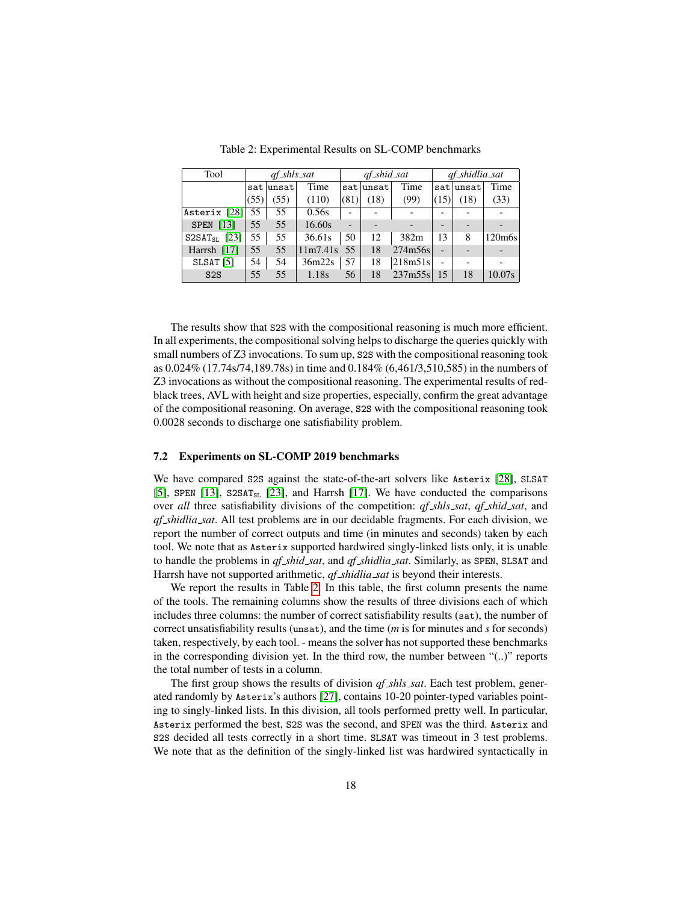Table 2: Experimental Results on SL-COMP benchmarks

| Tool | *qf_shls_sat* | | | *qf_shid_sat* | | | *qf_shidlia_sat* | | |
|---|---|---|---|---|---|---|---|---|---|
| | sat (55) | unsat (55) | Time (110) | sat (81) | unsat (18) | Time (99) | sat (15) | unsat (18) | Time (33) |
| Asterix [28] | 55 | 55 | 0.56s | - | - | - | - | - | - |
| SPEN [13] | 55 | 55 | 16.60s | - | - | - | - | - | - |
| S2SAT$_{SL}$ [23] | 55 | 55 | 36.61s | 50 | 12 | 382m | 13 | 8 | 120m6s |
| Harrsh [17] | 55 | 55 | 11m7.41s | 55 | 18 | 274m56s | - | - | - |
| SLSAT [5] | 54 | 54 | 36m22s | 57 | 18 | 218m51s | - | - | - |
| S2S | 55 | 55 | 1.18s | 56 | 18 | 237m55s | 15 | 18 | 10.07s |

The results show that S2S with the compositional reasoning is much more efficient. In all experiments, the compositional solving helps to discharge the queries quickly with small numbers of Z3 invocations. To sum up, S2S with the compositional reasoning took as 0.024% (17.74s/74,189.78s) in time and 0.184% (6,461/3,510,585) in the numbers of Z3 invocations as without the compositional reasoning. The experimental results of red-black trees, AVL with height and size properties, especially, confirm the great advantage of the compositional reasoning. On average, S2S with the compositional reasoning took 0.0028 seconds to discharge one satisfiability problem.

### 7.2 Experiments on SL-COMP 2019 benchmarks

We have compared S2S against the state-of-the-art solvers like Asterix [28], SLSAT [5], SPEN [13], S2SAT$_{SL}$ [23], and Harrsh [17]. We have conducted the comparisons over *all* three satisfiability divisions of the competition: *qf_shls_sat*, *qf_shid_sat*, and *qf_shidlia_sat*. All test problems are in our decidable fragments. For each division, we report the number of correct outputs and time (in minutes and seconds) taken by each tool. We note that as Asterix supported hardwired singly-linked lists only, it is unable to handle the problems in *qf_shid_sat*, and *qf_shidlia_sat*. Similarly, as SPEN, SLSAT and Harrsh have not supported arithmetic, *qf_shidlia_sat* is beyond their interests.

We report the results in Table 2. In this table, the first column presents the name of the tools. The remaining columns show the results of three divisions each of which includes three columns: the number of correct satisfiability results (sat), the number of correct unsatisfiability results (unsat), and the time (*m* is for minutes and *s* for seconds) taken, respectively, by each tool. - means the solver has not supported these benchmarks in the corresponding division yet. In the third row, the number between "(..)" reports the total number of tests in a column.

The first group shows the results of division *qf_shls_sat*. Each test problem, generated randomly by Asterix's authors [27], contains 10-20 pointer-typed variables pointing to singly-linked lists. In this division, all tools performed pretty well. In particular, Asterix performed the best, S2S was the second, and SPEN was the third. Asterix and S2S decided all tests correctly in a short time. SLSAT was timeout in 3 test problems. We note that as the definition of the singly-linked list was hardwired syntactically in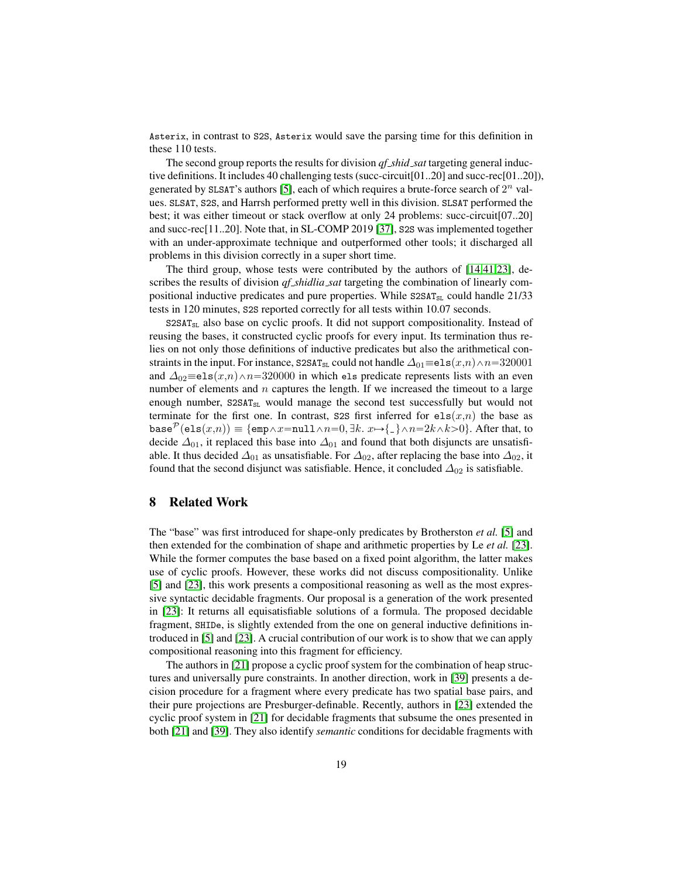Asterix, in contrast to S2S, Asterix would save the parsing time for this definition in these 110 tests.

The second group reports the results for division *qf_shid_sat* targeting general inductive definitions. It includes 40 challenging tests (succ-circuit[01..20] and succ-rec[01..20]), generated by SLSAT's authors [5], each of which requires a brute-force search of $2^n$ values. SLSAT, S2S, and Harrsh performed pretty well in this division. SLSAT performed the best; it was either timeout or stack overflow at only 24 problems: succ-circuit[07..20] and succ-rec[11..20]. Note that, in SL-COMP 2019 [37], S2S was implemented together with an under-approximate technique and outperformed other tools; it discharged all problems in this division correctly in a super short time.

The third group, whose tests were contributed by the authors of [14,41,23], describes the results of division *qf_shidlia_sat* targeting the combination of linearly compositional inductive predicates and pure properties. While $\mathtt{S2SAT_{SL}}$ could handle 21/33 tests in 120 minutes, S2S reported correctly for all tests within 10.07 seconds.

$\mathtt{S2SAT_{SL}}$ also base on cyclic proofs. It did not support compositionality. Instead of reusing the bases, it constructed cyclic proofs for every input. Its termination thus relies on not only those definitions of inductive predicates but also the arithmetical constraints in the input. For instance, $\mathtt{S2SAT_{SL}}$ could not handle $\Delta_{01}{\equiv}\mathtt{els}(x,n){\wedge}n{=}320001$ and $\Delta_{02}{\equiv}\mathtt{els}(x,n){\wedge}n{=}320000$ in which els predicate represents lists with an even number of elements and $n$ captures the length. If we increased the timeout to a large enough number, $\mathtt{S2SAT_{SL}}$ would manage the second test successfully but would not terminate for the first one. In contrast, S2S first inferred for $\mathtt{els}(x,n)$ the base as $\mathtt{base}^{\mathcal{P}}(\mathtt{els}(x,n)) \equiv \{\mathtt{emp}{\wedge}x{=}\mathtt{null}{\wedge}n{=}0, \exists k.\ x{\mapsto}\{\_\}{\wedge}n{=}2k{\wedge}k{>}0\}$. After that, to decide $\Delta_{01}$, it replaced this base into $\Delta_{01}$ and found that both disjuncts are unsatisfiable. It thus decided $\Delta_{01}$ as unsatisfiable. For $\Delta_{02}$, after replacing the base into $\Delta_{02}$, it found that the second disjunct was satisfiable. Hence, it concluded $\Delta_{02}$ is satisfiable.

## 8 Related Work

The "base" was first introduced for shape-only predicates by Brotherston *et al.* [5] and then extended for the combination of shape and arithmetic properties by Le *et al.* [23]. While the former computes the base based on a fixed point algorithm, the latter makes use of cyclic proofs. However, these works did not discuss compositionality. Unlike [5] and [23], this work presents a compositional reasoning as well as the most expressive syntactic decidable fragments. Our proposal is a generation of the work presented in [23]: It returns all equisatisfiable solutions of a formula. The proposed decidable fragment, SHIDe, is slightly extended from the one on general inductive definitions introduced in [5] and [23]. A crucial contribution of our work is to show that we can apply compositional reasoning into this fragment for efficiency.

The authors in [21] propose a cyclic proof system for the combination of heap structures and universally pure constraints. In another direction, work in [39] presents a decision procedure for a fragment where every predicate has two spatial base pairs, and their pure projections are Presburger-definable. Recently, authors in [23] extended the cyclic proof system in [21] for decidable fragments that subsume the ones presented in both [21] and [39]. They also identify *semantic* conditions for decidable fragments with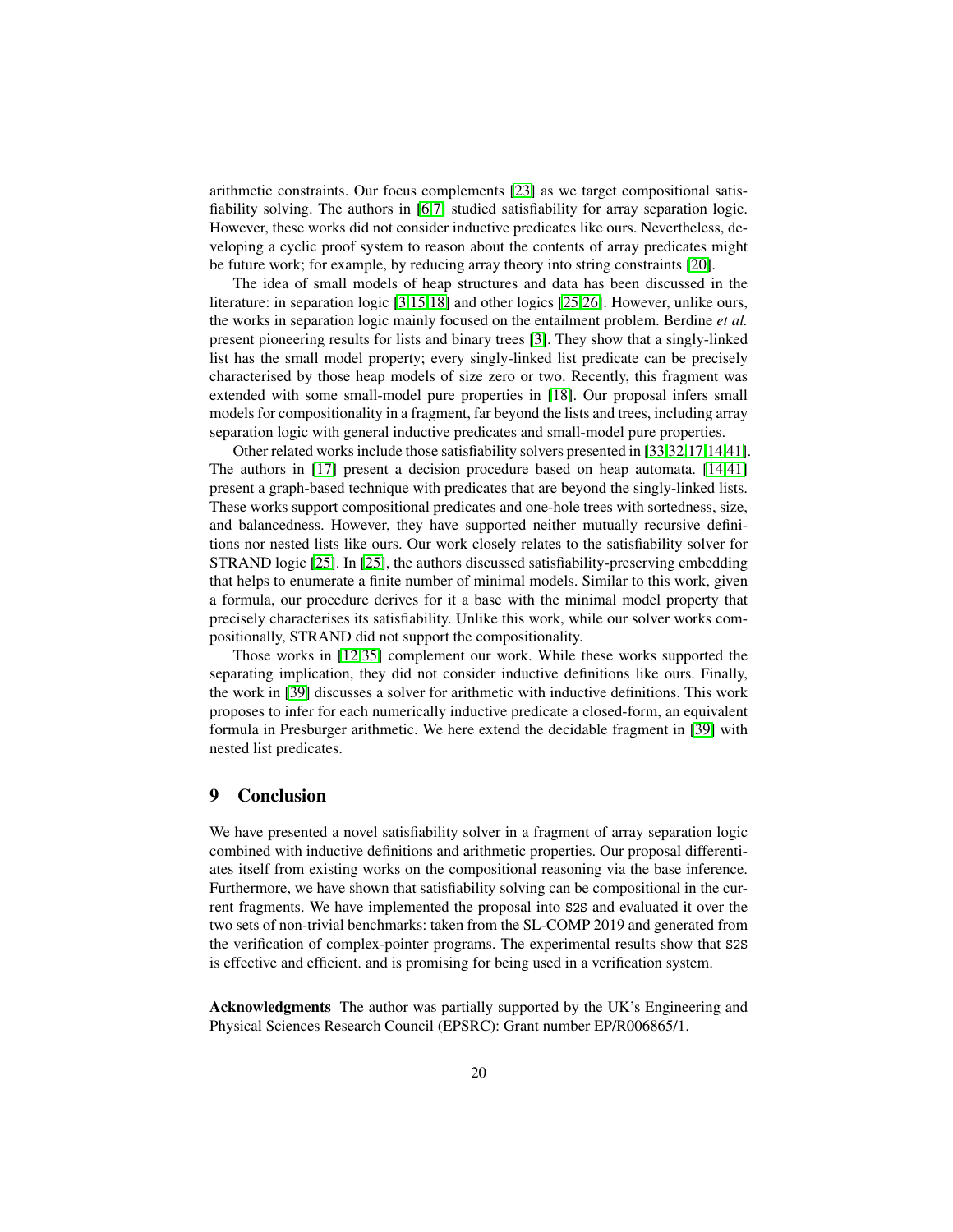arithmetic constraints. Our focus complements [23] as we target compositional satisfiability solving. The authors in [6,7] studied satisfiability for array separation logic. However, these works did not consider inductive predicates like ours. Nevertheless, developing a cyclic proof system to reason about the contents of array predicates might be future work; for example, by reducing array theory into string constraints [20].

The idea of small models of heap structures and data has been discussed in the literature: in separation logic [3,15,18] and other logics [25,26]. However, unlike ours, the works in separation logic mainly focused on the entailment problem. Berdine *et al.* present pioneering results for lists and binary trees [3]. They show that a singly-linked list has the small model property; every singly-linked list predicate can be precisely characterised by those heap models of size zero or two. Recently, this fragment was extended with some small-model pure properties in [18]. Our proposal infers small models for compositionality in a fragment, far beyond the lists and trees, including array separation logic with general inductive predicates and small-model pure properties.

Other related works include those satisfiability solvers presented in [33,32,17,14,41]. The authors in [17] present a decision procedure based on heap automata. [14,41] present a graph-based technique with predicates that are beyond the singly-linked lists. These works support compositional predicates and one-hole trees with sortedness, size, and balancedness. However, they have supported neither mutually recursive definitions nor nested lists like ours. Our work closely relates to the satisfiability solver for STRAND logic [25]. In [25], the authors discussed satisfiability-preserving embedding that helps to enumerate a finite number of minimal models. Similar to this work, given a formula, our procedure derives for it a base with the minimal model property that precisely characterises its satisfiability. Unlike this work, while our solver works compositionally, STRAND did not support the compositionality.

Those works in [12,35] complement our work. While these works supported the separating implication, they did not consider inductive definitions like ours. Finally, the work in [39] discusses a solver for arithmetic with inductive definitions. This work proposes to infer for each numerically inductive predicate a closed-form, an equivalent formula in Presburger arithmetic. We here extend the decidable fragment in [39] with nested list predicates.

## 9 Conclusion

We have presented a novel satisfiability solver in a fragment of array separation logic combined with inductive definitions and arithmetic properties. Our proposal differentiates itself from existing works on the compositional reasoning via the base inference. Furthermore, we have shown that satisfiability solving can be compositional in the current fragments. We have implemented the proposal into `S2S` and evaluated it over the two sets of non-trivial benchmarks: taken from the SL-COMP 2019 and generated from the verification of complex-pointer programs. The experimental results show that `S2S` is effective and efficient. and is promising for being used in a verification system.

**Acknowledgments** The author was partially supported by the UK's Engineering and Physical Sciences Research Council (EPSRC): Grant number EP/R006865/1.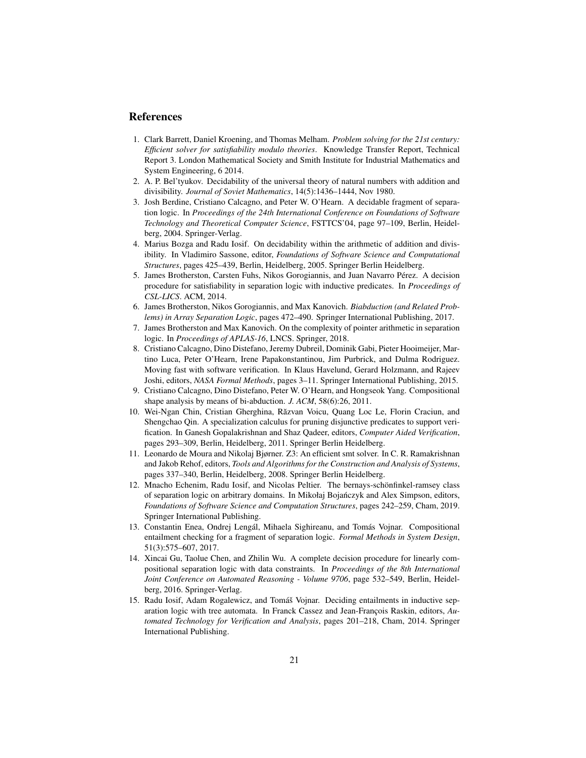## References

1. Clark Barrett, Daniel Kroening, and Thomas Melham. *Problem solving for the 21st century: Efficient solver for satisfiability modulo theories*. Knowledge Transfer Report, Technical Report 3. London Mathematical Society and Smith Institute for Industrial Mathematics and System Engineering, 6 2014.
2. A. P. Bel'tyukov. Decidability of the universal theory of natural numbers with addition and divisibility. *Journal of Soviet Mathematics*, 14(5):1436–1444, Nov 1980.
3. Josh Berdine, Cristiano Calcagno, and Peter W. O'Hearn. A decidable fragment of separation logic. In *Proceedings of the 24th International Conference on Foundations of Software Technology and Theoretical Computer Science*, FSTTCS'04, page 97–109, Berlin, Heidelberg, 2004. Springer-Verlag.
4. Marius Bozga and Radu Iosif. On decidability within the arithmetic of addition and divisibility. In Vladimiro Sassone, editor, *Foundations of Software Science and Computational Structures*, pages 425–439, Berlin, Heidelberg, 2005. Springer Berlin Heidelberg.
5. James Brotherston, Carsten Fuhs, Nikos Gorogiannis, and Juan Navarro Pérez. A decision procedure for satisfiability in separation logic with inductive predicates. In *Proceedings of CSL-LICS*. ACM, 2014.
6. James Brotherston, Nikos Gorogiannis, and Max Kanovich. *Biabduction (and Related Problems) in Array Separation Logic*, pages 472–490. Springer International Publishing, 2017.
7. James Brotherston and Max Kanovich. On the complexity of pointer arithmetic in separation logic. In *Proceedings of APLAS-16*, LNCS. Springer, 2018.
8. Cristiano Calcagno, Dino Distefano, Jeremy Dubreil, Dominik Gabi, Pieter Hooimeijer, Martino Luca, Peter O'Hearn, Irene Papakonstantinou, Jim Purbrick, and Dulma Rodriguez. Moving fast with software verification. In Klaus Havelund, Gerard Holzmann, and Rajeev Joshi, editors, *NASA Formal Methods*, pages 3–11. Springer International Publishing, 2015.
9. Cristiano Calcagno, Dino Distefano, Peter W. O'Hearn, and Hongseok Yang. Compositional shape analysis by means of bi-abduction. *J. ACM*, 58(6):26, 2011.
10. Wei-Ngan Chin, Cristian Gherghina, Răzvan Voicu, Quang Loc Le, Florin Craciun, and Shengchao Qin. A specialization calculus for pruning disjunctive predicates to support verification. In Ganesh Gopalakrishnan and Shaz Qadeer, editors, *Computer Aided Verification*, pages 293–309, Berlin, Heidelberg, 2011. Springer Berlin Heidelberg.
11. Leonardo de Moura and Nikolaj Bjørner. Z3: An efficient smt solver. In C. R. Ramakrishnan and Jakob Rehof, editors, *Tools and Algorithms for the Construction and Analysis of Systems*, pages 337–340, Berlin, Heidelberg, 2008. Springer Berlin Heidelberg.
12. Mnacho Echenim, Radu Iosif, and Nicolas Peltier. The bernays-schönfinkel-ramsey class of separation logic on arbitrary domains. In Mikołaj Bojańczyk and Alex Simpson, editors, *Foundations of Software Science and Computation Structures*, pages 242–259, Cham, 2019. Springer International Publishing.
13. Constantin Enea, Ondrej Lengál, Mihaela Sighireanu, and Tomás Vojnar. Compositional entailment checking for a fragment of separation logic. *Formal Methods in System Design*, 51(3):575–607, 2017.
14. Xincai Gu, Taolue Chen, and Zhilin Wu. A complete decision procedure for linearly compositional separation logic with data constraints. In *Proceedings of the 8th International Joint Conference on Automated Reasoning - Volume 9706*, page 532–549, Berlin, Heidelberg, 2016. Springer-Verlag.
15. Radu Iosif, Adam Rogalewicz, and Tomáš Vojnar. Deciding entailments in inductive separation logic with tree automata. In Franck Cassez and Jean-François Raskin, editors, *Automated Technology for Verification and Analysis*, pages 201–218, Cham, 2014. Springer International Publishing.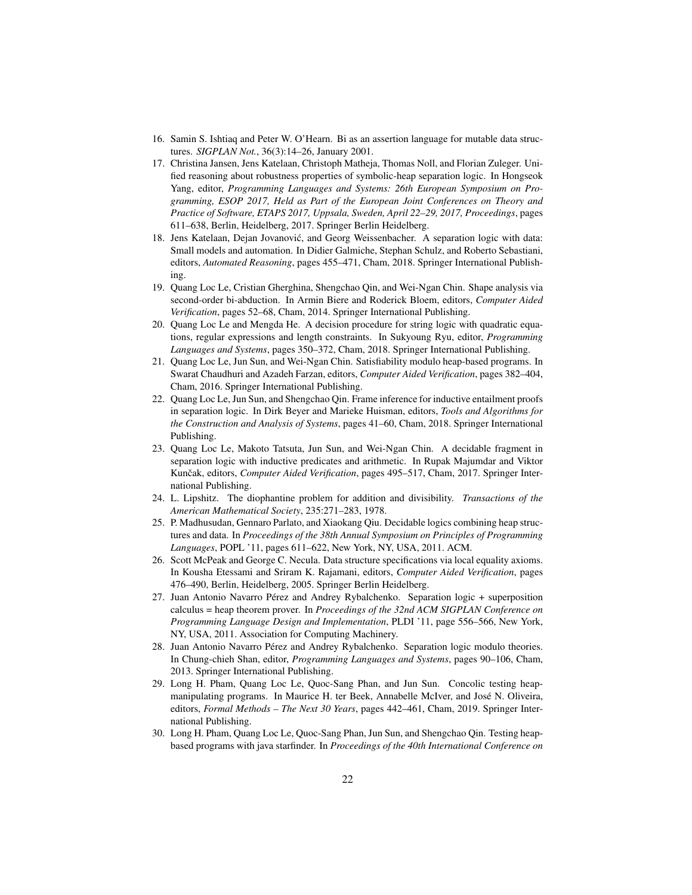16. Samin S. Ishtiaq and Peter W. O'Hearn. Bi as an assertion language for mutable data structures. *SIGPLAN Not.*, 36(3):14–26, January 2001.
17. Christina Jansen, Jens Katelaan, Christoph Matheja, Thomas Noll, and Florian Zuleger. Unified reasoning about robustness properties of symbolic-heap separation logic. In Hongseok Yang, editor, *Programming Languages and Systems: 26th European Symposium on Programming, ESOP 2017, Held as Part of the European Joint Conferences on Theory and Practice of Software, ETAPS 2017, Uppsala, Sweden, April 22–29, 2017, Proceedings*, pages 611–638, Berlin, Heidelberg, 2017. Springer Berlin Heidelberg.
18. Jens Katelaan, Dejan Jovanović, and Georg Weissenbacher. A separation logic with data: Small models and automation. In Didier Galmiche, Stephan Schulz, and Roberto Sebastiani, editors, *Automated Reasoning*, pages 455–471, Cham, 2018. Springer International Publishing.
19. Quang Loc Le, Cristian Gherghina, Shengchao Qin, and Wei-Ngan Chin. Shape analysis via second-order bi-abduction. In Armin Biere and Roderick Bloem, editors, *Computer Aided Verification*, pages 52–68, Cham, 2014. Springer International Publishing.
20. Quang Loc Le and Mengda He. A decision procedure for string logic with quadratic equations, regular expressions and length constraints. In Sukyoung Ryu, editor, *Programming Languages and Systems*, pages 350–372, Cham, 2018. Springer International Publishing.
21. Quang Loc Le, Jun Sun, and Wei-Ngan Chin. Satisfiability modulo heap-based programs. In Swarat Chaudhuri and Azadeh Farzan, editors, *Computer Aided Verification*, pages 382–404, Cham, 2016. Springer International Publishing.
22. Quang Loc Le, Jun Sun, and Shengchao Qin. Frame inference for inductive entailment proofs in separation logic. In Dirk Beyer and Marieke Huisman, editors, *Tools and Algorithms for the Construction and Analysis of Systems*, pages 41–60, Cham, 2018. Springer International Publishing.
23. Quang Loc Le, Makoto Tatsuta, Jun Sun, and Wei-Ngan Chin. A decidable fragment in separation logic with inductive predicates and arithmetic. In Rupak Majumdar and Viktor Kunčak, editors, *Computer Aided Verification*, pages 495–517, Cham, 2017. Springer International Publishing.
24. L. Lipshitz. The diophantine problem for addition and divisibility. *Transactions of the American Mathematical Society*, 235:271–283, 1978.
25. P. Madhusudan, Gennaro Parlato, and Xiaokang Qiu. Decidable logics combining heap structures and data. In *Proceedings of the 38th Annual Symposium on Principles of Programming Languages*, POPL '11, pages 611–622, New York, NY, USA, 2011. ACM.
26. Scott McPeak and George C. Necula. Data structure specifications via local equality axioms. In Kousha Etessami and Sriram K. Rajamani, editors, *Computer Aided Verification*, pages 476–490, Berlin, Heidelberg, 2005. Springer Berlin Heidelberg.
27. Juan Antonio Navarro Pérez and Andrey Rybalchenko. Separation logic + superposition calculus = heap theorem prover. In *Proceedings of the 32nd ACM SIGPLAN Conference on Programming Language Design and Implementation*, PLDI '11, page 556–566, New York, NY, USA, 2011. Association for Computing Machinery.
28. Juan Antonio Navarro Pérez and Andrey Rybalchenko. Separation logic modulo theories. In Chung-chieh Shan, editor, *Programming Languages and Systems*, pages 90–106, Cham, 2013. Springer International Publishing.
29. Long H. Pham, Quang Loc Le, Quoc-Sang Phan, and Jun Sun. Concolic testing heap-manipulating programs. In Maurice H. ter Beek, Annabelle McIver, and José N. Oliveira, editors, *Formal Methods – The Next 30 Years*, pages 442–461, Cham, 2019. Springer International Publishing.
30. Long H. Pham, Quang Loc Le, Quoc-Sang Phan, Jun Sun, and Shengchao Qin. Testing heap-based programs with java starfinder. In *Proceedings of the 40th International Conference on*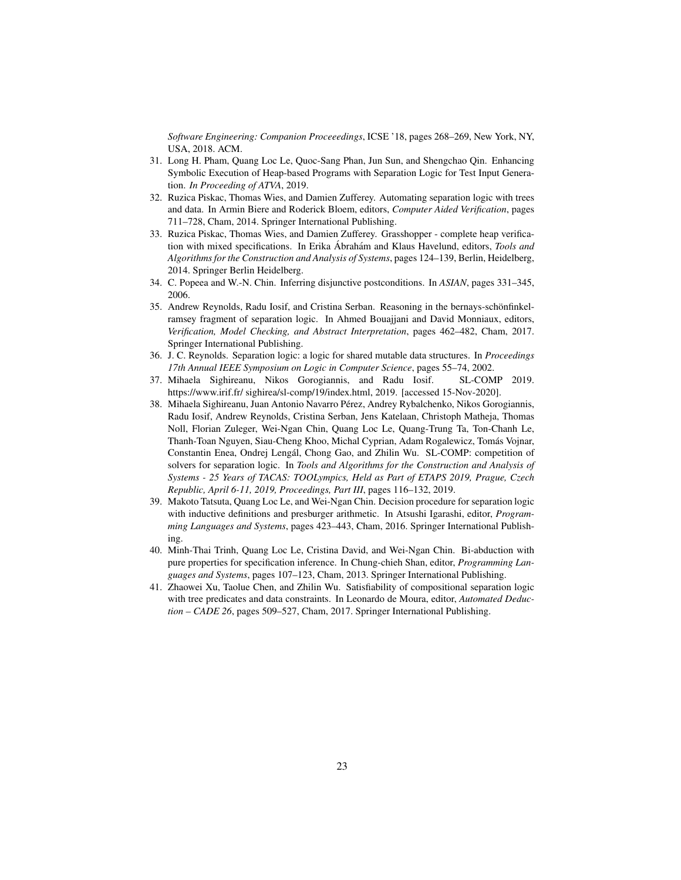*Software Engineering: Companion Proceeedings*, ICSE '18, pages 268–269, New York, NY, USA, 2018. ACM.

31. Long H. Pham, Quang Loc Le, Quoc-Sang Phan, Jun Sun, and Shengchao Qin. Enhancing Symbolic Execution of Heap-based Programs with Separation Logic for Test Input Generation. *In Proceeding of ATVA*, 2019.
32. Ruzica Piskac, Thomas Wies, and Damien Zufferey. Automating separation logic with trees and data. In Armin Biere and Roderick Bloem, editors, *Computer Aided Verification*, pages 711–728, Cham, 2014. Springer International Publishing.
33. Ruzica Piskac, Thomas Wies, and Damien Zufferey. Grasshopper - complete heap verification with mixed specifications. In Erika Ábrahám and Klaus Havelund, editors, *Tools and Algorithms for the Construction and Analysis of Systems*, pages 124–139, Berlin, Heidelberg, 2014. Springer Berlin Heidelberg.
34. C. Popeea and W.-N. Chin. Inferring disjunctive postconditions. In *ASIAN*, pages 331–345, 2006.
35. Andrew Reynolds, Radu Iosif, and Cristina Serban. Reasoning in the bernays-schönfinkel-ramsey fragment of separation logic. In Ahmed Bouajjani and David Monniaux, editors, *Verification, Model Checking, and Abstract Interpretation*, pages 462–482, Cham, 2017. Springer International Publishing.
36. J. C. Reynolds. Separation logic: a logic for shared mutable data structures. In *Proceedings 17th Annual IEEE Symposium on Logic in Computer Science*, pages 55–74, 2002.
37. Mihaela Sighireanu, Nikos Gorogiannis, and Radu Iosif. SL-COMP 2019. https://www.irif.fr/ sighirea/sl-comp/19/index.html, 2019. [accessed 15-Nov-2020].
38. Mihaela Sighireanu, Juan Antonio Navarro Pérez, Andrey Rybalchenko, Nikos Gorogiannis, Radu Iosif, Andrew Reynolds, Cristina Serban, Jens Katelaan, Christoph Matheja, Thomas Noll, Florian Zuleger, Wei-Ngan Chin, Quang Loc Le, Quang-Trung Ta, Ton-Chanh Le, Thanh-Toan Nguyen, Siau-Cheng Khoo, Michal Cyprian, Adam Rogalewicz, Tomás Vojnar, Constantin Enea, Ondrej Lengál, Chong Gao, and Zhilin Wu. SL-COMP: competition of solvers for separation logic. In *Tools and Algorithms for the Construction and Analysis of Systems - 25 Years of TACAS: TOOLympics, Held as Part of ETAPS 2019, Prague, Czech Republic, April 6-11, 2019, Proceedings, Part III*, pages 116–132, 2019.
39. Makoto Tatsuta, Quang Loc Le, and Wei-Ngan Chin. Decision procedure for separation logic with inductive definitions and presburger arithmetic. In Atsushi Igarashi, editor, *Programming Languages and Systems*, pages 423–443, Cham, 2016. Springer International Publishing.
40. Minh-Thai Trinh, Quang Loc Le, Cristina David, and Wei-Ngan Chin. Bi-abduction with pure properties for specification inference. In Chung-chieh Shan, editor, *Programming Languages and Systems*, pages 107–123, Cham, 2013. Springer International Publishing.
41. Zhaowei Xu, Taolue Chen, and Zhilin Wu. Satisfiability of compositional separation logic with tree predicates and data constraints. In Leonardo de Moura, editor, *Automated Deduction – CADE 26*, pages 509–527, Cham, 2017. Springer International Publishing.